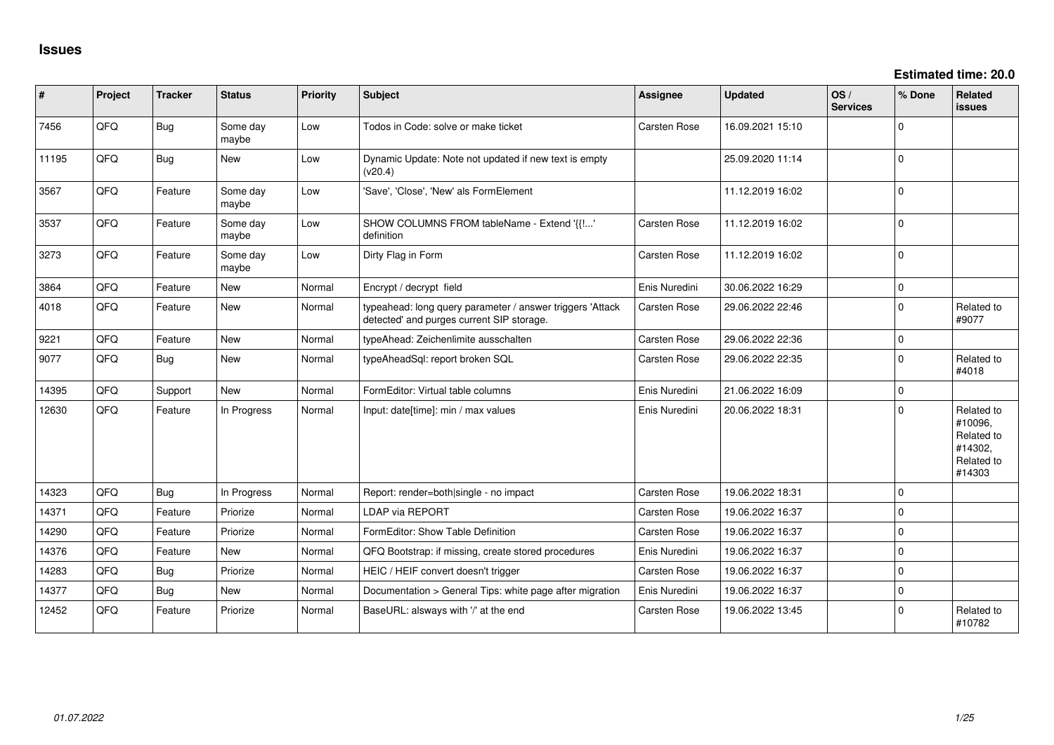# Issues

**Estimated time: 20.0**

| # | Project | Tracker | Status | Priority | Subject | Assignee | Updated | OS / Services | % Done | Related issues |
|---|---|---|---|---|---|---|---|---|---|---|
| 7456 | QFQ | Bug | Some day maybe | Low | Todos in Code: solve or make ticket | Carsten Rose | 16.09.2021 15:10 | | 0 | |
| 11195 | QFQ | Bug | New | Low | Dynamic Update: Note not updated if new text is empty (v20.4) | | 25.09.2020 11:14 | | 0 | |
| 3567 | QFQ | Feature | Some day maybe | Low | 'Save', 'Close', 'New' als FormElement | | 11.12.2019 16:02 | | 0 | |
| 3537 | QFQ | Feature | Some day maybe | Low | SHOW COLUMNS FROM tableName - Extend '{{!...' definition | Carsten Rose | 11.12.2019 16:02 | | 0 | |
| 3273 | QFQ | Feature | Some day maybe | Low | Dirty Flag in Form | Carsten Rose | 11.12.2019 16:02 | | 0 | |
| 3864 | QFQ | Feature | New | Normal | Encrypt / decrypt field | Enis Nuredini | 30.06.2022 16:29 | | 0 | |
| 4018 | QFQ | Feature | New | Normal | typeahead: long query parameter / answer triggers 'Attack detected' and purges current SIP storage. | Carsten Rose | 29.06.2022 22:46 | | 0 | Related to #9077 |
| 9221 | QFQ | Feature | New | Normal | typeAhead: Zeichenlimite ausschalten | Carsten Rose | 29.06.2022 22:36 | | 0 | |
| 9077 | QFQ | Bug | New | Normal | typeAheadSql: report broken SQL | Carsten Rose | 29.06.2022 22:35 | | 0 | Related to #4018 |
| 14395 | QFQ | Support | New | Normal | FormEditor: Virtual table columns | Enis Nuredini | 21.06.2022 16:09 | | 0 | |
| 12630 | QFQ | Feature | In Progress | Normal | Input: date[time]: min / max values | Enis Nuredini | 20.06.2022 18:31 | | 0 | Related to #10096, Related to #14302, Related to #14303 |
| 14323 | QFQ | Bug | In Progress | Normal | Report: render=both\|single - no impact | Carsten Rose | 19.06.2022 18:31 | | 0 | |
| 14371 | QFQ | Feature | Priorize | Normal | LDAP via REPORT | Carsten Rose | 19.06.2022 16:37 | | 0 | |
| 14290 | QFQ | Feature | Priorize | Normal | FormEditor: Show Table Definition | Carsten Rose | 19.06.2022 16:37 | | 0 | |
| 14376 | QFQ | Feature | New | Normal | QFQ Bootstrap: if missing, create stored procedures | Enis Nuredini | 19.06.2022 16:37 | | 0 | |
| 14283 | QFQ | Bug | Priorize | Normal | HEIC / HEIF convert doesn't trigger | Carsten Rose | 19.06.2022 16:37 | | 0 | |
| 14377 | QFQ | Bug | New | Normal | Documentation > General Tips: white page after migration | Enis Nuredini | 19.06.2022 16:37 | | 0 | |
| 12452 | QFQ | Feature | Priorize | Normal | BaseURL: alsways with '/' at the end | Carsten Rose | 19.06.2022 13:45 | | 0 | Related to #10782 |

*01.07.2022*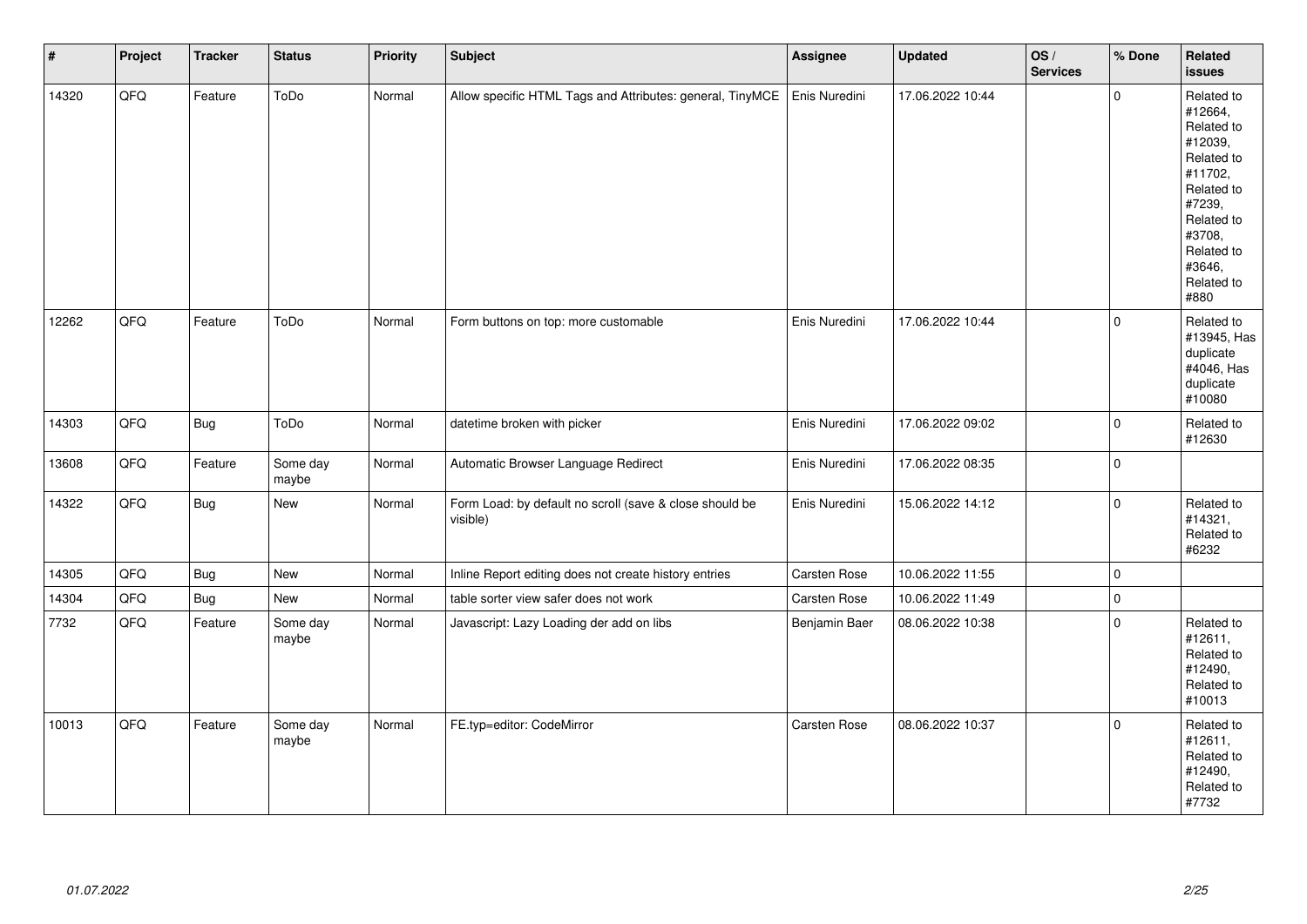| # | Project | Tracker | Status | Priority | Subject | Assignee | Updated | OS / Services | % Done | Related issues |
|---|---|---|---|---|---|---|---|---|---|---|
| 14320 | QFQ | Feature | ToDo | Normal | Allow specific HTML Tags and Attributes: general, TinyMCE | Enis Nuredini | 17.06.2022 10:44 | | 0 | Related to #12664, Related to #12039, Related to #11702, Related to #7239, Related to #3708, Related to #3646, Related to #880 |
| 12262 | QFQ | Feature | ToDo | Normal | Form buttons on top: more customable | Enis Nuredini | 17.06.2022 10:44 | | 0 | Related to #13945, Has duplicate #4046, Has duplicate #10080 |
| 14303 | QFQ | Bug | ToDo | Normal | datetime broken with picker | Enis Nuredini | 17.06.2022 09:02 | | 0 | Related to #12630 |
| 13608 | QFQ | Feature | Some day maybe | Normal | Automatic Browser Language Redirect | Enis Nuredini | 17.06.2022 08:35 | | 0 | |
| 14322 | QFQ | Bug | New | Normal | Form Load: by default no scroll (save & close should be visible) | Enis Nuredini | 15.06.2022 14:12 | | 0 | Related to #14321, Related to #6232 |
| 14305 | QFQ | Bug | New | Normal | Inline Report editing does not create history entries | Carsten Rose | 10.06.2022 11:55 | | 0 | |
| 14304 | QFQ | Bug | New | Normal | table sorter view safer does not work | Carsten Rose | 10.06.2022 11:49 | | 0 | |
| 7732 | QFQ | Feature | Some day maybe | Normal | Javascript: Lazy Loading der add on libs | Benjamin Baer | 08.06.2022 10:38 | | 0 | Related to #12611, Related to #12490, Related to #10013 |
| 10013 | QFQ | Feature | Some day maybe | Normal | FE.typ=editor: CodeMirror | Carsten Rose | 08.06.2022 10:37 | | 0 | Related to #12611, Related to #12490, Related to #7732 |

*01.07.2022*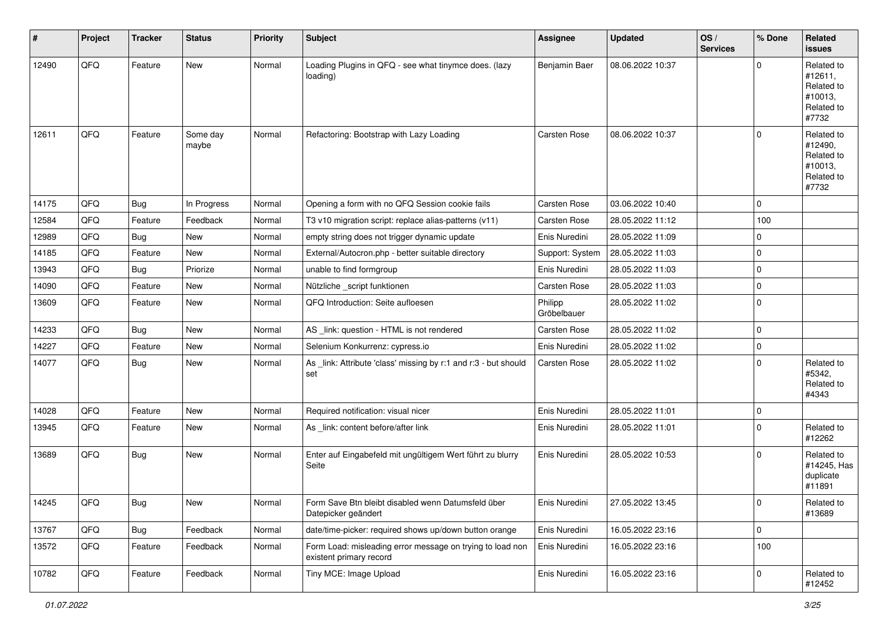| # | Project | Tracker | Status | Priority | Subject | Assignee | Updated | OS / Services | % Done | Related issues |
|---|---|---|---|---|---|---|---|---|---|---|
| 12490 | QFQ | Feature | New | Normal | Loading Plugins in QFQ - see what tinymce does. (lazy loading) | Benjamin Baer | 08.06.2022 10:37 | | 0 | Related to #12611, Related to #10013, Related to #7732 |
| 12611 | QFQ | Feature | Some day maybe | Normal | Refactoring: Bootstrap with Lazy Loading | Carsten Rose | 08.06.2022 10:37 | | 0 | Related to #12490, Related to #10013, Related to #7732 |
| 14175 | QFQ | Bug | In Progress | Normal | Opening a form with no QFQ Session cookie fails | Carsten Rose | 03.06.2022 10:40 | | 0 | |
| 12584 | QFQ | Feature | Feedback | Normal | T3 v10 migration script: replace alias-patterns (v11) | Carsten Rose | 28.05.2022 11:12 | | 100 | |
| 12989 | QFQ | Bug | New | Normal | empty string does not trigger dynamic update | Enis Nuredini | 28.05.2022 11:09 | | 0 | |
| 14185 | QFQ | Feature | New | Normal | External/Autocron.php - better suitable directory | Support: System | 28.05.2022 11:03 | | 0 | |
| 13943 | QFQ | Bug | Priorize | Normal | unable to find formgroup | Enis Nuredini | 28.05.2022 11:03 | | 0 | |
| 14090 | QFQ | Feature | New | Normal | Nützliche _script funktionen | Carsten Rose | 28.05.2022 11:03 | | 0 | |
| 13609 | QFQ | Feature | New | Normal | QFQ Introduction: Seite aufloesen | Philipp Gröbelbauer | 28.05.2022 11:02 | | 0 | |
| 14233 | QFQ | Bug | New | Normal | AS _link: question - HTML is not rendered | Carsten Rose | 28.05.2022 11:02 | | 0 | |
| 14227 | QFQ | Feature | New | Normal | Selenium Konkurrenz: cypress.io | Enis Nuredini | 28.05.2022 11:02 | | 0 | |
| 14077 | QFQ | Bug | New | Normal | As _link: Attribute 'class' missing by r:1 and r:3 - but should set | Carsten Rose | 28.05.2022 11:02 | | 0 | Related to #5342, Related to #4343 |
| 14028 | QFQ | Feature | New | Normal | Required notification: visual nicer | Enis Nuredini | 28.05.2022 11:01 | | 0 | |
| 13945 | QFQ | Feature | New | Normal | As _link: content before/after link | Enis Nuredini | 28.05.2022 11:01 | | 0 | Related to #12262 |
| 13689 | QFQ | Bug | New | Normal | Enter auf Eingabefeld mit ungültigem Wert führt zu blurry Seite | Enis Nuredini | 28.05.2022 10:53 | | 0 | Related to #14245, Has duplicate #11891 |
| 14245 | QFQ | Bug | New | Normal | Form Save Btn bleibt disabled wenn Datumsfeld über Datepicker geändert | Enis Nuredini | 27.05.2022 13:45 | | 0 | Related to #13689 |
| 13767 | QFQ | Bug | Feedback | Normal | date/time-picker: required shows up/down button orange | Enis Nuredini | 16.05.2022 23:16 | | 0 | |
| 13572 | QFQ | Feature | Feedback | Normal | Form Load: misleading error message on trying to load non existent primary record | Enis Nuredini | 16.05.2022 23:16 | | 100 | |
| 10782 | QFQ | Feature | Feedback | Normal | Tiny MCE: Image Upload | Enis Nuredini | 16.05.2022 23:16 | | 0 | Related to #12452 |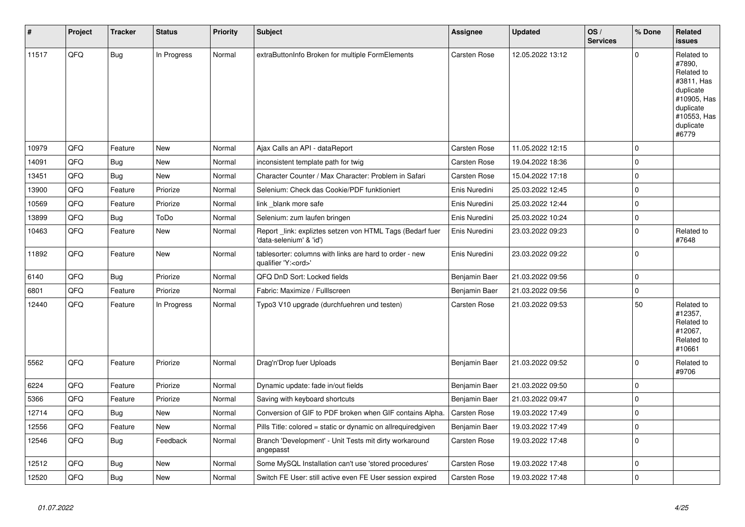| # | Project | Tracker | Status | Priority | Subject | Assignee | Updated | OS / Services | % Done | Related issues |
|---|---|---|---|---|---|---|---|---|---|---|
| 11517 | QFQ | Bug | In Progress | Normal | extraButtonInfo Broken for multiple FormElements | Carsten Rose | 12.05.2022 13:12 | | 0 | Related to #7890, Related to #3811, Has duplicate #10905, Has duplicate #10553, Has duplicate #6779 |
| 10979 | QFQ | Feature | New | Normal | Ajax Calls an API - dataReport | Carsten Rose | 11.05.2022 12:15 | | 0 | |
| 14091 | QFQ | Bug | New | Normal | inconsistent template path for twig | Carsten Rose | 19.04.2022 18:36 | | 0 | |
| 13451 | QFQ | Bug | New | Normal | Character Counter / Max Character: Problem in Safari | Carsten Rose | 15.04.2022 17:18 | | 0 | |
| 13900 | QFQ | Feature | Priorize | Normal | Selenium: Check das Cookie/PDF funktioniert | Enis Nuredini | 25.03.2022 12:45 | | 0 | |
| 10569 | QFQ | Feature | Priorize | Normal | link _blank more safe | Enis Nuredini | 25.03.2022 12:44 | | 0 | |
| 13899 | QFQ | Bug | ToDo | Normal | Selenium: zum laufen bringen | Enis Nuredini | 25.03.2022 10:24 | | 0 | |
| 10463 | QFQ | Feature | New | Normal | Report _link: expliztes setzen von HTML Tags (Bedarf fuer 'data-selenium' & 'id') | Enis Nuredini | 23.03.2022 09:23 | | 0 | Related to #7648 |
| 11892 | QFQ | Feature | New | Normal | tablesorter: columns with links are hard to order - new qualifier 'Y:<ord>' | Enis Nuredini | 23.03.2022 09:22 | | 0 | |
| 6140 | QFQ | Bug | Priorize | Normal | QFQ DnD Sort: Locked fields | Benjamin Baer | 21.03.2022 09:56 | | 0 | |
| 6801 | QFQ | Feature | Priorize | Normal | Fabric: Maximize / FullIscreen | Benjamin Baer | 21.03.2022 09:56 | | 0 | |
| 12440 | QFQ | Feature | In Progress | Normal | Typo3 V10 upgrade (durchfuehren und testen) | Carsten Rose | 21.03.2022 09:53 | | 50 | Related to #12357, Related to #12067, Related to #10661 |
| 5562 | QFQ | Feature | Priorize | Normal | Drag'n'Drop fuer Uploads | Benjamin Baer | 21.03.2022 09:52 | | 0 | Related to #9706 |
| 6224 | QFQ | Feature | Priorize | Normal | Dynamic update: fade in/out fields | Benjamin Baer | 21.03.2022 09:50 | | 0 | |
| 5366 | QFQ | Feature | Priorize | Normal | Saving with keyboard shortcuts | Benjamin Baer | 21.03.2022 09:47 | | 0 | |
| 12714 | QFQ | Bug | New | Normal | Conversion of GIF to PDF broken when GIF contains Alpha. | Carsten Rose | 19.03.2022 17:49 | | 0 | |
| 12556 | QFQ | Feature | New | Normal | Pills Title: colored = static or dynamic on allrequiredgiven | Benjamin Baer | 19.03.2022 17:49 | | 0 | |
| 12546 | QFQ | Bug | Feedback | Normal | Branch 'Development' - Unit Tests mit dirty workaround angepasst | Carsten Rose | 19.03.2022 17:48 | | 0 | |
| 12512 | QFQ | Bug | New | Normal | Some MySQL Installation can't use 'stored procedures' | Carsten Rose | 19.03.2022 17:48 | | 0 | |
| 12520 | QFQ | Bug | New | Normal | Switch FE User: still active even FE User session expired | Carsten Rose | 19.03.2022 17:48 | | 0 | |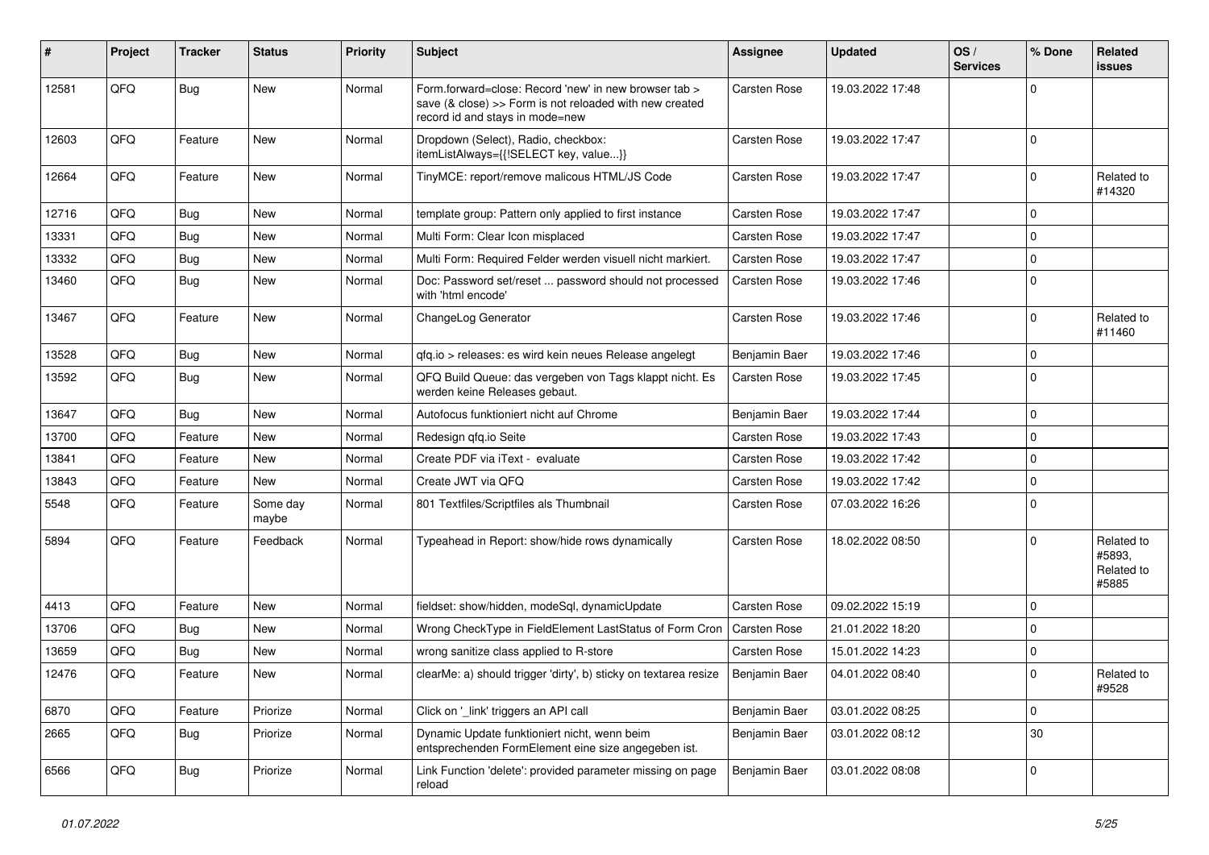| # | Project | Tracker | Status | Priority | Subject | Assignee | Updated | OS / Services | % Done | Related issues |
|---|---|---|---|---|---|---|---|---|---|---|
| 12581 | QFQ | Bug | New | Normal | Form.forward=close: Record 'new' in new browser tab > save (& close) >> Form is not reloaded with new created record id and stays in mode=new | Carsten Rose | 19.03.2022 17:48 | | 0 | |
| 12603 | QFQ | Feature | New | Normal | Dropdown (Select), Radio, checkbox: itemListAlways={{!SELECT key, value...}} | Carsten Rose | 19.03.2022 17:47 | | 0 | |
| 12664 | QFQ | Feature | New | Normal | TinyMCE: report/remove malicous HTML/JS Code | Carsten Rose | 19.03.2022 17:47 | | 0 | Related to #14320 |
| 12716 | QFQ | Bug | New | Normal | template group: Pattern only applied to first instance | Carsten Rose | 19.03.2022 17:47 | | 0 | |
| 13331 | QFQ | Bug | New | Normal | Multi Form: Clear Icon misplaced | Carsten Rose | 19.03.2022 17:47 | | 0 | |
| 13332 | QFQ | Bug | New | Normal | Multi Form: Required Felder werden visuell nicht markiert. | Carsten Rose | 19.03.2022 17:47 | | 0 | |
| 13460 | QFQ | Bug | New | Normal | Doc: Password set/reset ... password should not processed with 'html encode' | Carsten Rose | 19.03.2022 17:46 | | 0 | |
| 13467 | QFQ | Feature | New | Normal | ChangeLog Generator | Carsten Rose | 19.03.2022 17:46 | | 0 | Related to #11460 |
| 13528 | QFQ | Bug | New | Normal | qfq.io > releases: es wird kein neues Release angelegt | Benjamin Baer | 19.03.2022 17:46 | | 0 | |
| 13592 | QFQ | Bug | New | Normal | QFQ Build Queue: das vergeben von Tags klappt nicht. Es werden keine Releases gebaut. | Carsten Rose | 19.03.2022 17:45 | | 0 | |
| 13647 | QFQ | Bug | New | Normal | Autofocus funktioniert nicht auf Chrome | Benjamin Baer | 19.03.2022 17:44 | | 0 | |
| 13700 | QFQ | Feature | New | Normal | Redesign qfq.io Seite | Carsten Rose | 19.03.2022 17:43 | | 0 | |
| 13841 | QFQ | Feature | New | Normal | Create PDF via iText - evaluate | Carsten Rose | 19.03.2022 17:42 | | 0 | |
| 13843 | QFQ | Feature | New | Normal | Create JWT via QFQ | Carsten Rose | 19.03.2022 17:42 | | 0 | |
| 5548 | QFQ | Feature | Some day maybe | Normal | 801 Textfiles/Scriptfiles als Thumbnail | Carsten Rose | 07.03.2022 16:26 | | 0 | |
| 5894 | QFQ | Feature | Feedback | Normal | Typeahead in Report: show/hide rows dynamically | Carsten Rose | 18.02.2022 08:50 | | 0 | Related to #5893, Related to #5885 |
| 4413 | QFQ | Feature | New | Normal | fieldset: show/hidden, modeSql, dynamicUpdate | Carsten Rose | 09.02.2022 15:19 | | 0 | |
| 13706 | QFQ | Bug | New | Normal | Wrong CheckType in FieldElement LastStatus of Form Cron | Carsten Rose | 21.01.2022 18:20 | | 0 | |
| 13659 | QFQ | Bug | New | Normal | wrong sanitize class applied to R-store | Carsten Rose | 15.01.2022 14:23 | | 0 | |
| 12476 | QFQ | Feature | New | Normal | clearMe: a) should trigger 'dirty', b) sticky on textarea resize | Benjamin Baer | 04.01.2022 08:40 | | 0 | Related to #9528 |
| 6870 | QFQ | Feature | Priorize | Normal | Click on '_link' triggers an API call | Benjamin Baer | 03.01.2022 08:25 | | 0 | |
| 2665 | QFQ | Bug | Priorize | Normal | Dynamic Update funktioniert nicht, wenn beim entsprechenden FormElement eine size angegeben ist. | Benjamin Baer | 03.01.2022 08:12 | | 30 | |
| 6566 | QFQ | Bug | Priorize | Normal | Link Function 'delete': provided parameter missing on page reload | Benjamin Baer | 03.01.2022 08:08 | | 0 | |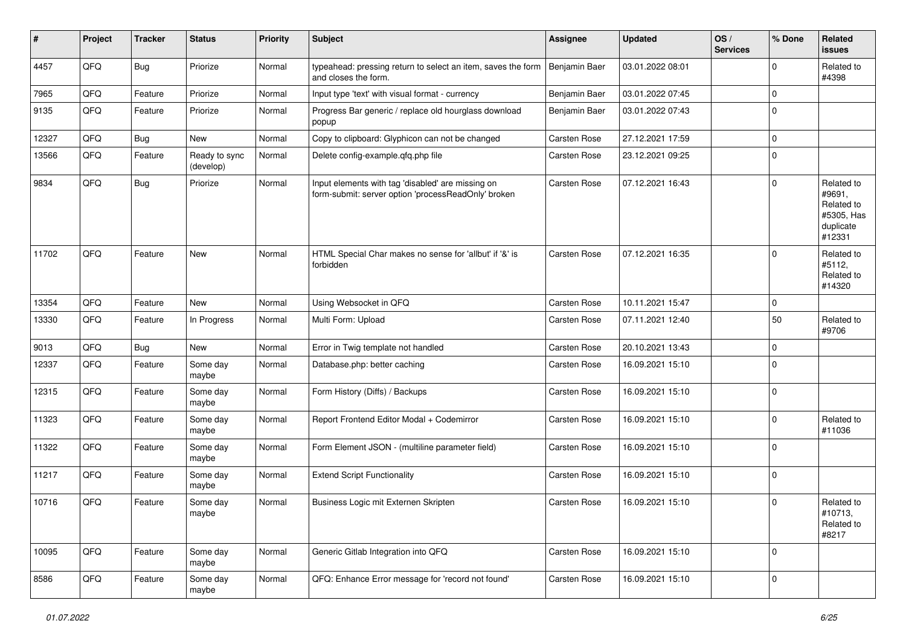| # | Project | Tracker | Status | Priority | Subject | Assignee | Updated | OS / Services | % Done | Related issues |
|---|---|---|---|---|---|---|---|---|---|---|
| 4457 | QFQ | Bug | Priorize | Normal | typeahead: pressing return to select an item, saves the form and closes the form. | Benjamin Baer | 03.01.2022 08:01 | | 0 | Related to #4398 |
| 7965 | QFQ | Feature | Priorize | Normal | Input type 'text' with visual format - currency | Benjamin Baer | 03.01.2022 07:45 | | 0 | |
| 9135 | QFQ | Feature | Priorize | Normal | Progress Bar generic / replace old hourglass download popup | Benjamin Baer | 03.01.2022 07:43 | | 0 | |
| 12327 | QFQ | Bug | New | Normal | Copy to clipboard: Glyphicon can not be changed | Carsten Rose | 27.12.2021 17:59 | | 0 | |
| 13566 | QFQ | Feature | Ready to sync (develop) | Normal | Delete config-example.qfq.php file | Carsten Rose | 23.12.2021 09:25 | | 0 | |
| 9834 | QFQ | Bug | Priorize | Normal | Input elements with tag 'disabled' are missing on form-submit: server option 'processReadOnly' broken | Carsten Rose | 07.12.2021 16:43 | | 0 | Related to #9691, Related to #5305, Has duplicate #12331 |
| 11702 | QFQ | Feature | New | Normal | HTML Special Char makes no sense for 'allbut' if '&' is forbidden | Carsten Rose | 07.12.2021 16:35 | | 0 | Related to #5112, Related to #14320 |
| 13354 | QFQ | Feature | New | Normal | Using Websocket in QFQ | Carsten Rose | 10.11.2021 15:47 | | 0 | |
| 13330 | QFQ | Feature | In Progress | Normal | Multi Form: Upload | Carsten Rose | 07.11.2021 12:40 | | 50 | Related to #9706 |
| 9013 | QFQ | Bug | New | Normal | Error in Twig template not handled | Carsten Rose | 20.10.2021 13:43 | | 0 | |
| 12337 | QFQ | Feature | Some day maybe | Normal | Database.php: better caching | Carsten Rose | 16.09.2021 15:10 | | 0 | |
| 12315 | QFQ | Feature | Some day maybe | Normal | Form History (Diffs) / Backups | Carsten Rose | 16.09.2021 15:10 | | 0 | |
| 11323 | QFQ | Feature | Some day maybe | Normal | Report Frontend Editor Modal + Codemirror | Carsten Rose | 16.09.2021 15:10 | | 0 | Related to #11036 |
| 11322 | QFQ | Feature | Some day maybe | Normal | Form Element JSON - (multiline parameter field) | Carsten Rose | 16.09.2021 15:10 | | 0 | |
| 11217 | QFQ | Feature | Some day maybe | Normal | Extend Script Functionality | Carsten Rose | 16.09.2021 15:10 | | 0 | |
| 10716 | QFQ | Feature | Some day maybe | Normal | Business Logic mit Externen Skripten | Carsten Rose | 16.09.2021 15:10 | | 0 | Related to #10713, Related to #8217 |
| 10095 | QFQ | Feature | Some day maybe | Normal | Generic Gitlab Integration into QFQ | Carsten Rose | 16.09.2021 15:10 | | 0 | |
| 8586 | QFQ | Feature | Some day maybe | Normal | QFQ: Enhance Error message for 'record not found' | Carsten Rose | 16.09.2021 15:10 | | 0 | |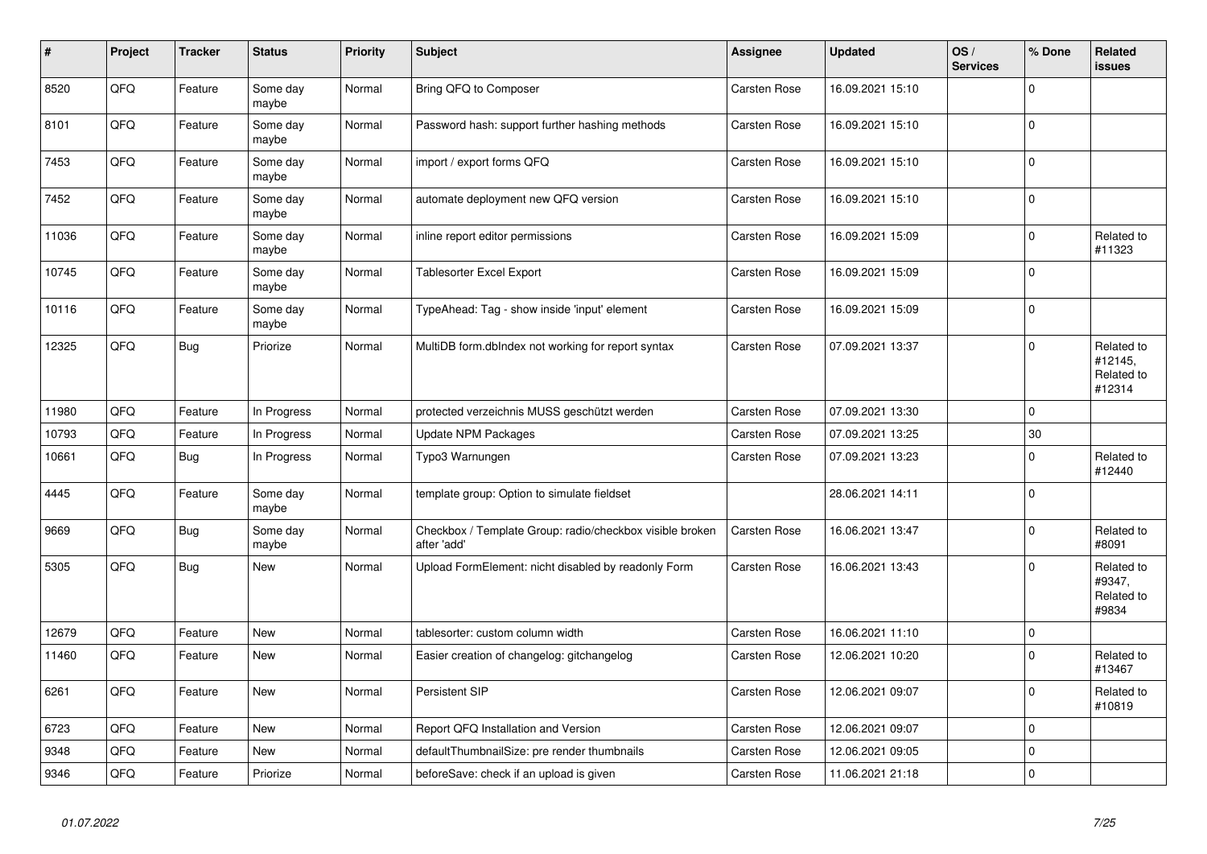| # | Project | Tracker | Status | Priority | Subject | Assignee | Updated | OS / Services | % Done | Related issues |
|---|---|---|---|---|---|---|---|---|---|---|
| 8520 | QFQ | Feature | Some day maybe | Normal | Bring QFQ to Composer | Carsten Rose | 16.09.2021 15:10 | | 0 | |
| 8101 | QFQ | Feature | Some day maybe | Normal | Password hash: support further hashing methods | Carsten Rose | 16.09.2021 15:10 | | 0 | |
| 7453 | QFQ | Feature | Some day maybe | Normal | import / export forms QFQ | Carsten Rose | 16.09.2021 15:10 | | 0 | |
| 7452 | QFQ | Feature | Some day maybe | Normal | automate deployment new QFQ version | Carsten Rose | 16.09.2021 15:10 | | 0 | |
| 11036 | QFQ | Feature | Some day maybe | Normal | inline report editor permissions | Carsten Rose | 16.09.2021 15:09 | | 0 | Related to #11323 |
| 10745 | QFQ | Feature | Some day maybe | Normal | Tablesorter Excel Export | Carsten Rose | 16.09.2021 15:09 | | 0 | |
| 10116 | QFQ | Feature | Some day maybe | Normal | TypeAhead: Tag - show inside 'input' element | Carsten Rose | 16.09.2021 15:09 | | 0 | |
| 12325 | QFQ | Bug | Priorize | Normal | MultiDB form.dbIndex not working for report syntax | Carsten Rose | 07.09.2021 13:37 | | 0 | Related to #12145, Related to #12314 |
| 11980 | QFQ | Feature | In Progress | Normal | protected verzeichnis MUSS geschützt werden | Carsten Rose | 07.09.2021 13:30 | | 0 | |
| 10793 | QFQ | Feature | In Progress | Normal | Update NPM Packages | Carsten Rose | 07.09.2021 13:25 | | 30 | |
| 10661 | QFQ | Bug | In Progress | Normal | Typo3 Warnungen | Carsten Rose | 07.09.2021 13:23 | | 0 | Related to #12440 |
| 4445 | QFQ | Feature | Some day maybe | Normal | template group: Option to simulate fieldset | | 28.06.2021 14:11 | | 0 | |
| 9669 | QFQ | Bug | Some day maybe | Normal | Checkbox / Template Group: radio/checkbox visible broken after 'add' | Carsten Rose | 16.06.2021 13:47 | | 0 | Related to #8091 |
| 5305 | QFQ | Bug | New | Normal | Upload FormElement: nicht disabled by readonly Form | Carsten Rose | 16.06.2021 13:43 | | 0 | Related to #9347, Related to #9834 |
| 12679 | QFQ | Feature | New | Normal | tablesorter: custom column width | Carsten Rose | 16.06.2021 11:10 | | 0 | |
| 11460 | QFQ | Feature | New | Normal | Easier creation of changelog: gitchangelog | Carsten Rose | 12.06.2021 10:20 | | 0 | Related to #13467 |
| 6261 | QFQ | Feature | New | Normal | Persistent SIP | Carsten Rose | 12.06.2021 09:07 | | 0 | Related to #10819 |
| 6723 | QFQ | Feature | New | Normal | Report QFQ Installation and Version | Carsten Rose | 12.06.2021 09:07 | | 0 | |
| 9348 | QFQ | Feature | New | Normal | defaultThumbnailSize: pre render thumbnails | Carsten Rose | 12.06.2021 09:05 | | 0 | |
| 9346 | QFQ | Feature | Priorize | Normal | beforeSave: check if an upload is given | Carsten Rose | 11.06.2021 21:18 | | 0 | |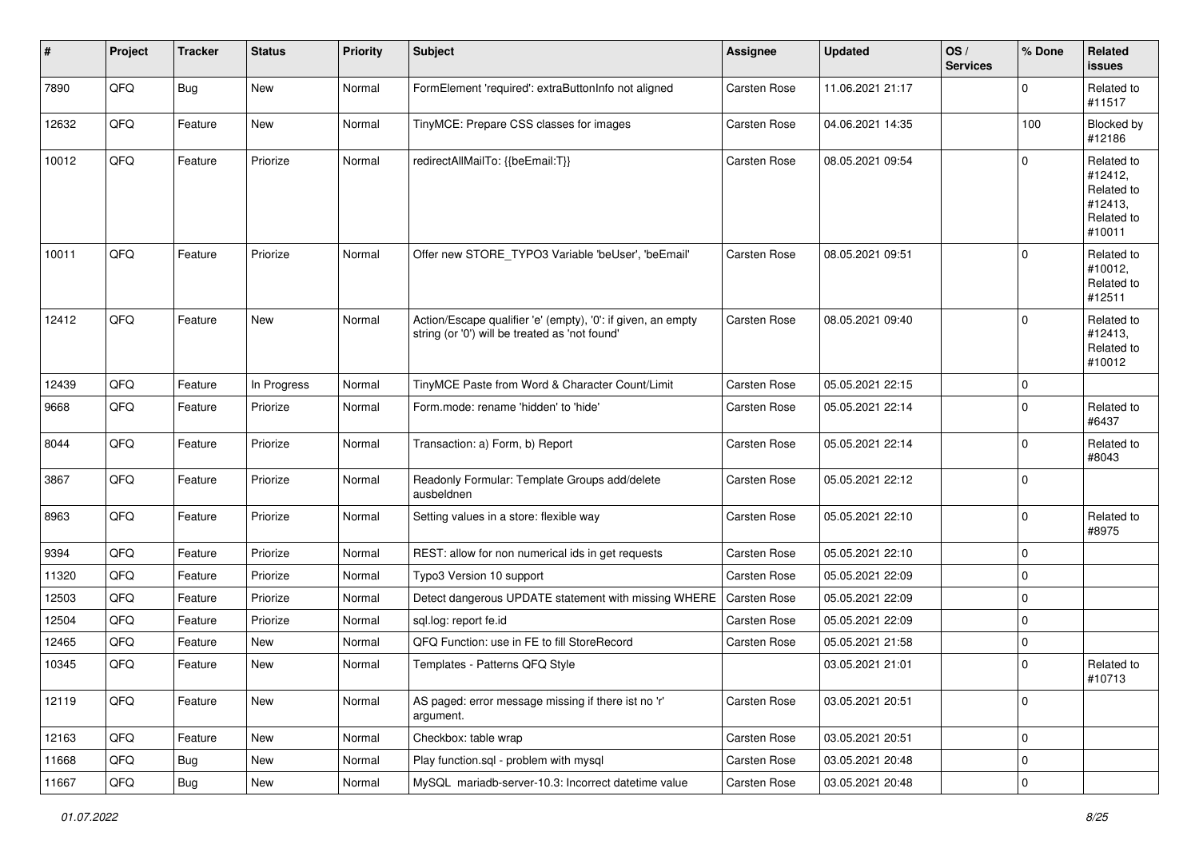| # | Project | Tracker | Status | Priority | Subject | Assignee | Updated | OS / Services | % Done | Related issues |
|---|---|---|---|---|---|---|---|---|---|---|
| 7890 | QFQ | Bug | New | Normal | FormElement 'required': extraButtonInfo not aligned | Carsten Rose | 11.06.2021 21:17 | | 0 | Related to #11517 |
| 12632 | QFQ | Feature | New | Normal | TinyMCE: Prepare CSS classes for images | Carsten Rose | 04.06.2021 14:35 | | 100 | Blocked by #12186 |
| 10012 | QFQ | Feature | Priorize | Normal | redirectAllMailTo: {{beEmail:T}} | Carsten Rose | 08.05.2021 09:54 | | 0 | Related to #12412, Related to #12413, Related to #10011 |
| 10011 | QFQ | Feature | Priorize | Normal | Offer new STORE_TYPO3 Variable 'beUser', 'beEmail' | Carsten Rose | 08.05.2021 09:51 | | 0 | Related to #10012, Related to #12511 |
| 12412 | QFQ | Feature | New | Normal | Action/Escape qualifier 'e' (empty), '0': if given, an empty string (or '0') will be treated as 'not found' | Carsten Rose | 08.05.2021 09:40 | | 0 | Related to #12413, Related to #10012 |
| 12439 | QFQ | Feature | In Progress | Normal | TinyMCE Paste from Word & Character Count/Limit | Carsten Rose | 05.05.2021 22:15 | | 0 | |
| 9668 | QFQ | Feature | Priorize | Normal | Form.mode: rename 'hidden' to 'hide' | Carsten Rose | 05.05.2021 22:14 | | 0 | Related to #6437 |
| 8044 | QFQ | Feature | Priorize | Normal | Transaction: a) Form, b) Report | Carsten Rose | 05.05.2021 22:14 | | 0 | Related to #8043 |
| 3867 | QFQ | Feature | Priorize | Normal | Readonly Formular: Template Groups add/delete ausbeldnen | Carsten Rose | 05.05.2021 22:12 | | 0 | |
| 8963 | QFQ | Feature | Priorize | Normal | Setting values in a store: flexible way | Carsten Rose | 05.05.2021 22:10 | | 0 | Related to #8975 |
| 9394 | QFQ | Feature | Priorize | Normal | REST: allow for non numerical ids in get requests | Carsten Rose | 05.05.2021 22:10 | | 0 | |
| 11320 | QFQ | Feature | Priorize | Normal | Typo3 Version 10 support | Carsten Rose | 05.05.2021 22:09 | | 0 | |
| 12503 | QFQ | Feature | Priorize | Normal | Detect dangerous UPDATE statement with missing WHERE | Carsten Rose | 05.05.2021 22:09 | | 0 | |
| 12504 | QFQ | Feature | Priorize | Normal | sql.log: report fe.id | Carsten Rose | 05.05.2021 22:09 | | 0 | |
| 12465 | QFQ | Feature | New | Normal | QFQ Function: use in FE to fill StoreRecord | Carsten Rose | 05.05.2021 21:58 | | 0 | |
| 10345 | QFQ | Feature | New | Normal | Templates - Patterns QFQ Style | | 03.05.2021 21:01 | | 0 | Related to #10713 |
| 12119 | QFQ | Feature | New | Normal | AS paged: error message missing if there ist no 'r' argument. | Carsten Rose | 03.05.2021 20:51 | | 0 | |
| 12163 | QFQ | Feature | New | Normal | Checkbox: table wrap | Carsten Rose | 03.05.2021 20:51 | | 0 | |
| 11668 | QFQ | Bug | New | Normal | Play function.sql - problem with mysql | Carsten Rose | 03.05.2021 20:48 | | 0 | |
| 11667 | QFQ | Bug | New | Normal | MySQL mariadb-server-10.3: Incorrect datetime value | Carsten Rose | 03.05.2021 20:48 | | 0 | |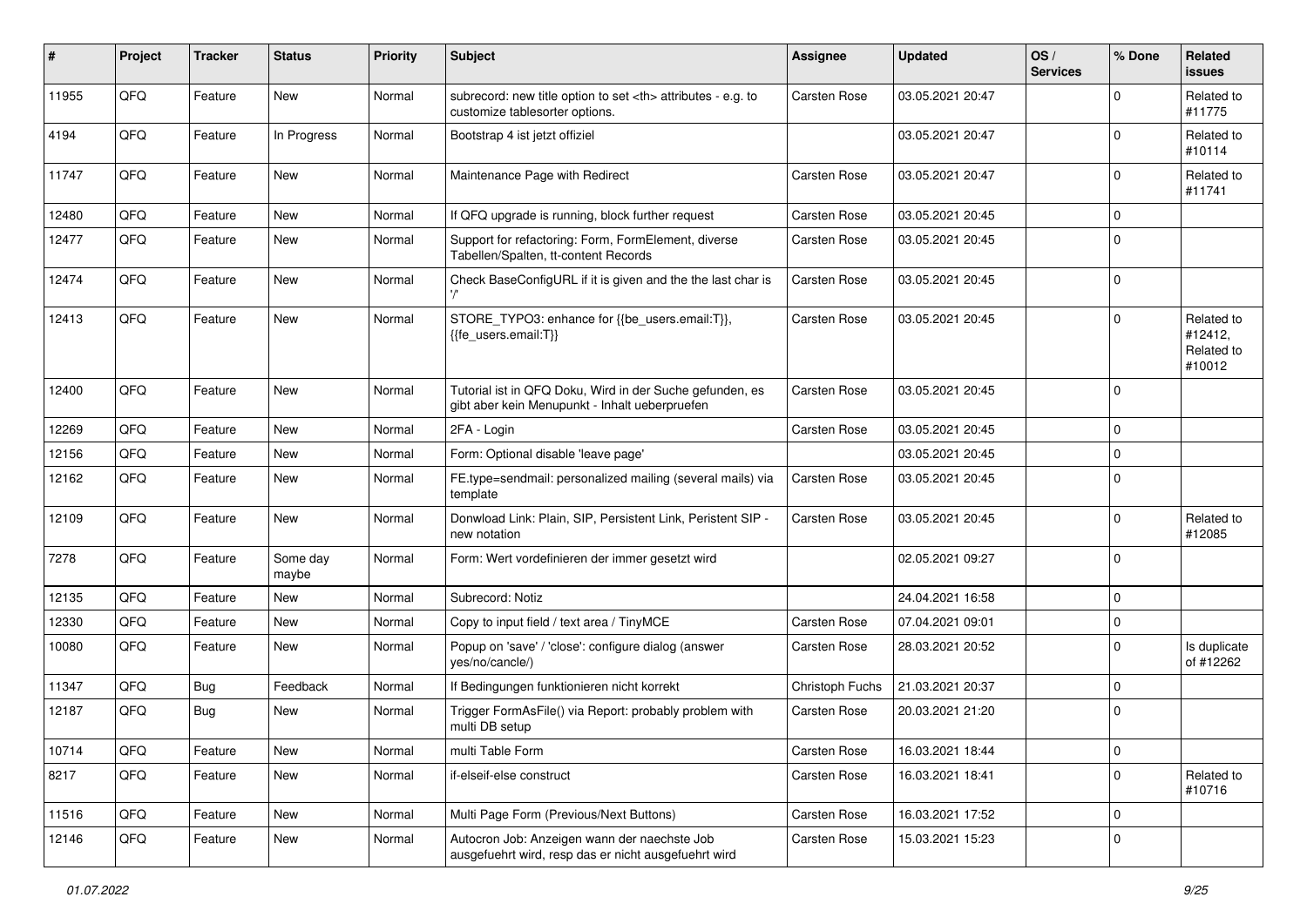| # | Project | Tracker | Status | Priority | Subject | Assignee | Updated | OS / Services | % Done | Related issues |
|---|---|---|---|---|---|---|---|---|---|---|
| 11955 | QFQ | Feature | New | Normal | subrecord: new title option to set <th> attributes - e.g. to customize tablesorter options. | Carsten Rose | 03.05.2021 20:47 | | 0 | Related to #11775 |
| 4194 | QFQ | Feature | In Progress | Normal | Bootstrap 4 ist jetzt offiziel | | 03.05.2021 20:47 | | 0 | Related to #10114 |
| 11747 | QFQ | Feature | New | Normal | Maintenance Page with Redirect | Carsten Rose | 03.05.2021 20:47 | | 0 | Related to #11741 |
| 12480 | QFQ | Feature | New | Normal | If QFQ upgrade is running, block further request | Carsten Rose | 03.05.2021 20:45 | | 0 | |
| 12477 | QFQ | Feature | New | Normal | Support for refactoring: Form, FormElement, diverse Tabellen/Spalten, tt-content Records | Carsten Rose | 03.05.2021 20:45 | | 0 | |
| 12474 | QFQ | Feature | New | Normal | Check BaseConfigURL if it is given and the the last char is '/' | Carsten Rose | 03.05.2021 20:45 | | 0 | |
| 12413 | QFQ | Feature | New | Normal | STORE_TYPO3: enhance for {{be_users.email:T}}, {{fe_users.email:T}} | Carsten Rose | 03.05.2021 20:45 | | 0 | Related to #12412, Related to #10012 |
| 12400 | QFQ | Feature | New | Normal | Tutorial ist in QFQ Doku, Wird in der Suche gefunden, es gibt aber kein Menupunkt - Inhalt ueberpruefen | Carsten Rose | 03.05.2021 20:45 | | 0 | |
| 12269 | QFQ | Feature | New | Normal | 2FA - Login | Carsten Rose | 03.05.2021 20:45 | | 0 | |
| 12156 | QFQ | Feature | New | Normal | Form: Optional disable 'leave page' | | 03.05.2021 20:45 | | 0 | |
| 12162 | QFQ | Feature | New | Normal | FE.type=sendmail: personalized mailing (several mails) via template | Carsten Rose | 03.05.2021 20:45 | | 0 | |
| 12109 | QFQ | Feature | New | Normal | Donwload Link: Plain, SIP, Persistent Link, Peristent SIP - new notation | Carsten Rose | 03.05.2021 20:45 | | 0 | Related to #12085 |
| 7278 | QFQ | Feature | Some day maybe | Normal | Form: Wert vordefinieren der immer gesetzt wird | | 02.05.2021 09:27 | | 0 | |
| 12135 | QFQ | Feature | New | Normal | Subrecord: Notiz | | 24.04.2021 16:58 | | 0 | |
| 12330 | QFQ | Feature | New | Normal | Copy to input field / text area / TinyMCE | Carsten Rose | 07.04.2021 09:01 | | 0 | |
| 10080 | QFQ | Feature | New | Normal | Popup on 'save' / 'close': configure dialog (answer yes/no/cancle/) | Carsten Rose | 28.03.2021 20:52 | | 0 | Is duplicate of #12262 |
| 11347 | QFQ | Bug | Feedback | Normal | If Bedingungen funktionieren nicht korrekt | Christoph Fuchs | 21.03.2021 20:37 | | 0 | |
| 12187 | QFQ | Bug | New | Normal | Trigger FormAsFile() via Report: probably problem with multi DB setup | Carsten Rose | 20.03.2021 21:20 | | 0 | |
| 10714 | QFQ | Feature | New | Normal | multi Table Form | Carsten Rose | 16.03.2021 18:44 | | 0 | |
| 8217 | QFQ | Feature | New | Normal | if-elseif-else construct | Carsten Rose | 16.03.2021 18:41 | | 0 | Related to #10716 |
| 11516 | QFQ | Feature | New | Normal | Multi Page Form (Previous/Next Buttons) | Carsten Rose | 16.03.2021 17:52 | | 0 | |
| 12146 | QFQ | Feature | New | Normal | Autocron Job: Anzeigen wann der naechste Job ausgefuehrt wird, resp das er nicht ausgefuehrt wird | Carsten Rose | 15.03.2021 15:23 | | 0 | |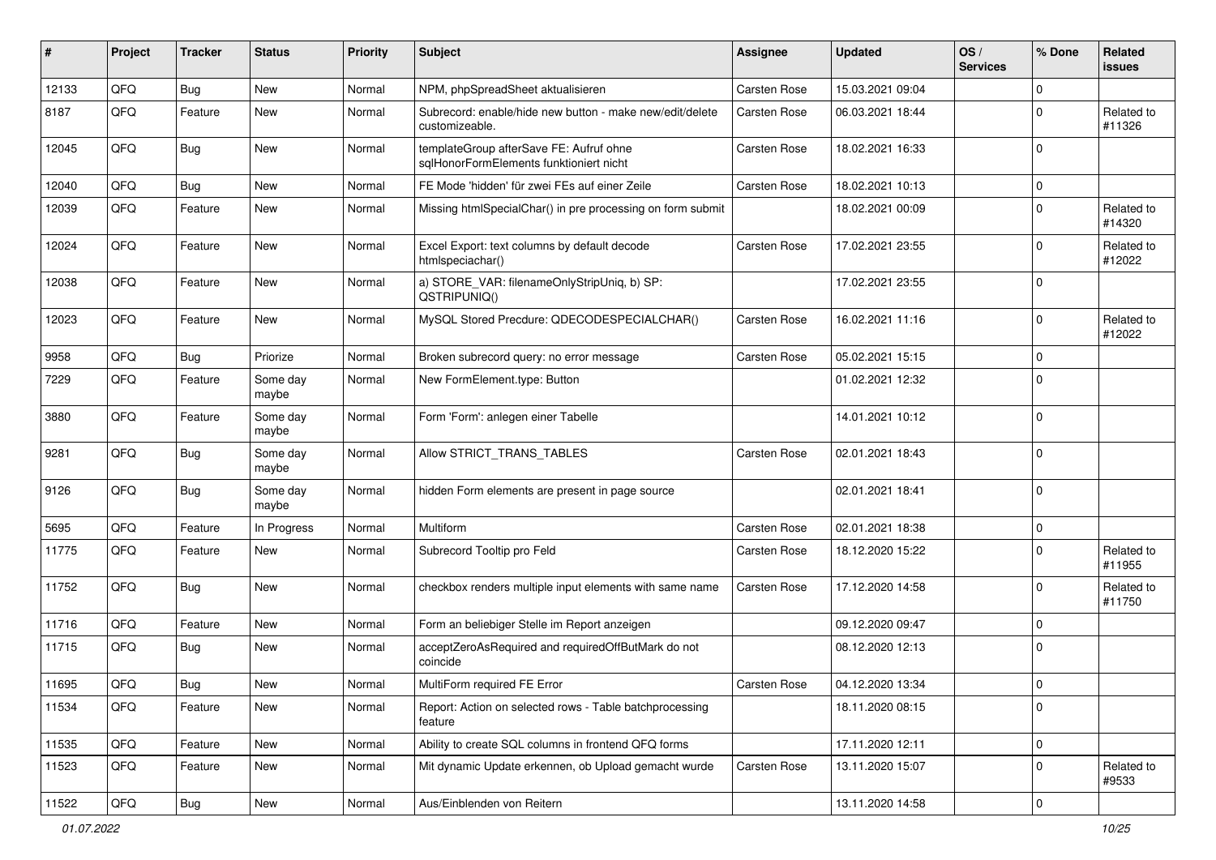| # | Project | Tracker | Status | Priority | Subject | Assignee | Updated | OS / Services | % Done | Related issues |
|---|---|---|---|---|---|---|---|---|---|---|
| 12133 | QFQ | Bug | New | Normal | NPM, phpSpreadSheet aktualisieren | Carsten Rose | 15.03.2021 09:04 | | 0 | |
| 8187 | QFQ | Feature | New | Normal | Subrecord: enable/hide new button - make new/edit/delete customizeable. | Carsten Rose | 06.03.2021 18:44 | | 0 | Related to #11326 |
| 12045 | QFQ | Bug | New | Normal | templateGroup afterSave FE: Aufruf ohne sqlHonorFormElements funktioniert nicht | Carsten Rose | 18.02.2021 16:33 | | 0 | |
| 12040 | QFQ | Bug | New | Normal | FE Mode 'hidden' für zwei FEs auf einer Zeile | Carsten Rose | 18.02.2021 10:13 | | 0 | |
| 12039 | QFQ | Feature | New | Normal | Missing htmlSpecialChar() in pre processing on form submit | | 18.02.2021 00:09 | | 0 | Related to #14320 |
| 12024 | QFQ | Feature | New | Normal | Excel Export: text columns by default decode htmlspeciachar() | Carsten Rose | 17.02.2021 23:55 | | 0 | Related to #12022 |
| 12038 | QFQ | Feature | New | Normal | a) STORE_VAR: filenameOnlyStripUniq, b) SP: QSTRIPUNIQ() | | 17.02.2021 23:55 | | 0 | |
| 12023 | QFQ | Feature | New | Normal | MySQL Stored Precdure: QDECODESPECIALCHAR() | Carsten Rose | 16.02.2021 11:16 | | 0 | Related to #12022 |
| 9958 | QFQ | Bug | Priorize | Normal | Broken subrecord query: no error message | Carsten Rose | 05.02.2021 15:15 | | 0 | |
| 7229 | QFQ | Feature | Some day maybe | Normal | New FormElement.type: Button | | 01.02.2021 12:32 | | 0 | |
| 3880 | QFQ | Feature | Some day maybe | Normal | Form 'Form': anlegen einer Tabelle | | 14.01.2021 10:12 | | 0 | |
| 9281 | QFQ | Bug | Some day maybe | Normal | Allow STRICT_TRANS_TABLES | Carsten Rose | 02.01.2021 18:43 | | 0 | |
| 9126 | QFQ | Bug | Some day maybe | Normal | hidden Form elements are present in page source | | 02.01.2021 18:41 | | 0 | |
| 5695 | QFQ | Feature | In Progress | Normal | Multiform | Carsten Rose | 02.01.2021 18:38 | | 0 | |
| 11775 | QFQ | Feature | New | Normal | Subrecord Tooltip pro Feld | Carsten Rose | 18.12.2020 15:22 | | 0 | Related to #11955 |
| 11752 | QFQ | Bug | New | Normal | checkbox renders multiple input elements with same name | Carsten Rose | 17.12.2020 14:58 | | 0 | Related to #11750 |
| 11716 | QFQ | Feature | New | Normal | Form an beliebiger Stelle im Report anzeigen | | 09.12.2020 09:47 | | 0 | |
| 11715 | QFQ | Bug | New | Normal | acceptZeroAsRequired and requiredOffButMark do not coincide | | 08.12.2020 12:13 | | 0 | |
| 11695 | QFQ | Bug | New | Normal | MultiForm required FE Error | Carsten Rose | 04.12.2020 13:34 | | 0 | |
| 11534 | QFQ | Feature | New | Normal | Report: Action on selected rows - Table batchprocessing feature | | 18.11.2020 08:15 | | 0 | |
| 11535 | QFQ | Feature | New | Normal | Ability to create SQL columns in frontend QFQ forms | | 17.11.2020 12:11 | | 0 | |
| 11523 | QFQ | Feature | New | Normal | Mit dynamic Update erkennen, ob Upload gemacht wurde | Carsten Rose | 13.11.2020 15:07 | | 0 | Related to #9533 |
| 11522 | QFQ | Bug | New | Normal | Aus/Einblenden von Reitern | | 13.11.2020 14:58 | | 0 | |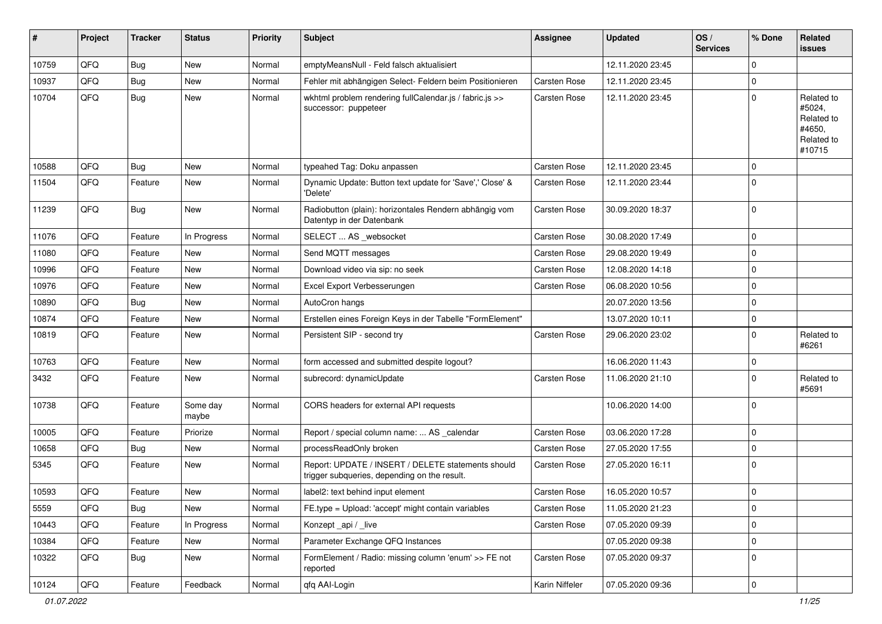| # | Project | Tracker | Status | Priority | Subject | Assignee | Updated | OS / Services | % Done | Related issues |
|---|---|---|---|---|---|---|---|---|---|---|
| 10759 | QFQ | Bug | New | Normal | emptyMeansNull - Feld falsch aktualisiert | | 12.11.2020 23:45 | | 0 | |
| 10937 | QFQ | Bug | New | Normal | Fehler mit abhängigen Select- Feldern beim Positionieren | Carsten Rose | 12.11.2020 23:45 | | 0 | |
| 10704 | QFQ | Bug | New | Normal | wkhtml problem rendering fullCalendar.js / fabric.js >> successor: puppeteer | Carsten Rose | 12.11.2020 23:45 | | 0 | Related to #5024, Related to #4650, Related to #10715 |
| 10588 | QFQ | Bug | New | Normal | typeahed Tag: Doku anpassen | Carsten Rose | 12.11.2020 23:45 | | 0 | |
| 11504 | QFQ | Feature | New | Normal | Dynamic Update: Button text update for 'Save',' Close' & 'Delete' | Carsten Rose | 12.11.2020 23:44 | | 0 | |
| 11239 | QFQ | Bug | New | Normal | Radiobutton (plain): horizontales Rendern abhängig vom Datentyp in der Datenbank | Carsten Rose | 30.09.2020 18:37 | | 0 | |
| 11076 | QFQ | Feature | In Progress | Normal | SELECT ... AS _websocket | Carsten Rose | 30.08.2020 17:49 | | 0 | |
| 11080 | QFQ | Feature | New | Normal | Send MQTT messages | Carsten Rose | 29.08.2020 19:49 | | 0 | |
| 10996 | QFQ | Feature | New | Normal | Download video via sip: no seek | Carsten Rose | 12.08.2020 14:18 | | 0 | |
| 10976 | QFQ | Feature | New | Normal | Excel Export Verbesserungen | Carsten Rose | 06.08.2020 10:56 | | 0 | |
| 10890 | QFQ | Bug | New | Normal | AutoCron hangs | | 20.07.2020 13:56 | | 0 | |
| 10874 | QFQ | Feature | New | Normal | Erstellen eines Foreign Keys in der Tabelle "FormElement" | | 13.07.2020 10:11 | | 0 | |
| 10819 | QFQ | Feature | New | Normal | Persistent SIP - second try | Carsten Rose | 29.06.2020 23:02 | | 0 | Related to #6261 |
| 10763 | QFQ | Feature | New | Normal | form accessed and submitted despite logout? | | 16.06.2020 11:43 | | 0 | |
| 3432 | QFQ | Feature | New | Normal | subrecord: dynamicUpdate | Carsten Rose | 11.06.2020 21:10 | | 0 | Related to #5691 |
| 10738 | QFQ | Feature | Some day maybe | Normal | CORS headers for external API requests | | 10.06.2020 14:00 | | 0 | |
| 10005 | QFQ | Feature | Priorize | Normal | Report / special column name: ... AS _calendar | Carsten Rose | 03.06.2020 17:28 | | 0 | |
| 10658 | QFQ | Bug | New | Normal | processReadOnly broken | Carsten Rose | 27.05.2020 17:55 | | 0 | |
| 5345 | QFQ | Feature | New | Normal | Report: UPDATE / INSERT / DELETE statements should trigger subqueries, depending on the result. | Carsten Rose | 27.05.2020 16:11 | | 0 | |
| 10593 | QFQ | Feature | New | Normal | label2: text behind input element | Carsten Rose | 16.05.2020 10:57 | | 0 | |
| 5559 | QFQ | Bug | New | Normal | FE.type = Upload: 'accept' might contain variables | Carsten Rose | 11.05.2020 21:23 | | 0 | |
| 10443 | QFQ | Feature | In Progress | Normal | Konzept _api / _live | Carsten Rose | 07.05.2020 09:39 | | 0 | |
| 10384 | QFQ | Feature | New | Normal | Parameter Exchange QFQ Instances | | 07.05.2020 09:38 | | 0 | |
| 10322 | QFQ | Bug | New | Normal | FormElement / Radio: missing column 'enum' >> FE not reported | Carsten Rose | 07.05.2020 09:37 | | 0 | |
| 10124 | QFQ | Feature | Feedback | Normal | qfq AAI-Login | Karin Niffeler | 07.05.2020 09:36 | | 0 | |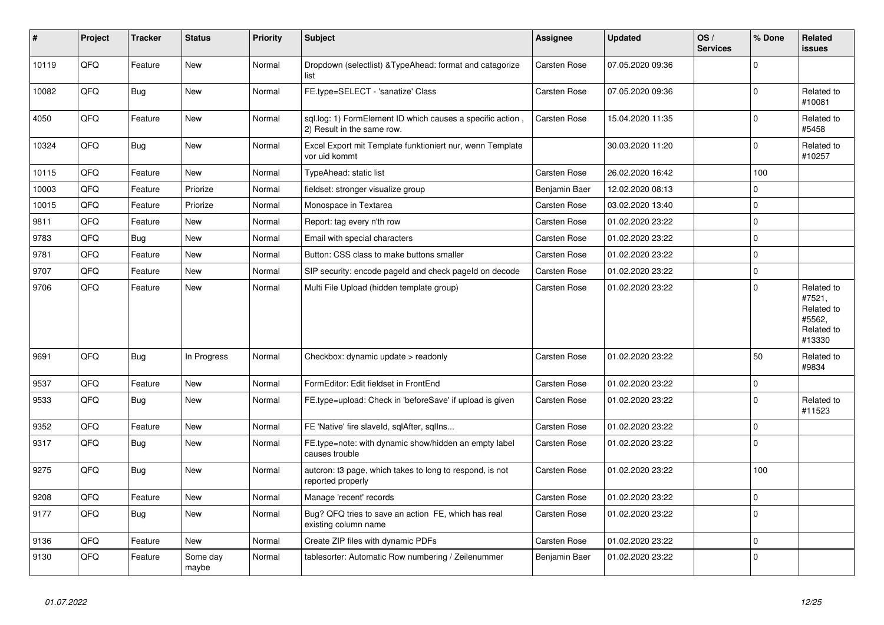| # | Project | Tracker | Status | Priority | Subject | Assignee | Updated | OS / Services | % Done | Related issues |
|---|---|---|---|---|---|---|---|---|---|---|
| 10119 | QFQ | Feature | New | Normal | Dropdown (selectlist) &TypeAhead: format and catagorize list | Carsten Rose | 07.05.2020 09:36 | | 0 | |
| 10082 | QFQ | Bug | New | Normal | FE.type=SELECT - 'sanatize' Class | Carsten Rose | 07.05.2020 09:36 | | 0 | Related to #10081 |
| 4050 | QFQ | Feature | New | Normal | sql.log: 1) FormElement ID which causes a specific action , 2) Result in the same row. | Carsten Rose | 15.04.2020 11:35 | | 0 | Related to #5458 |
| 10324 | QFQ | Bug | New | Normal | Excel Export mit Template funktioniert nur, wenn Template vor uid kommt | | 30.03.2020 11:20 | | 0 | Related to #10257 |
| 10115 | QFQ | Feature | New | Normal | TypeAhead: static list | Carsten Rose | 26.02.2020 16:42 | | 100 | |
| 10003 | QFQ | Feature | Priorize | Normal | fieldset: stronger visualize group | Benjamin Baer | 12.02.2020 08:13 | | 0 | |
| 10015 | QFQ | Feature | Priorize | Normal | Monospace in Textarea | Carsten Rose | 03.02.2020 13:40 | | 0 | |
| 9811 | QFQ | Feature | New | Normal | Report: tag every n'th row | Carsten Rose | 01.02.2020 23:22 | | 0 | |
| 9783 | QFQ | Bug | New | Normal | Email with special characters | Carsten Rose | 01.02.2020 23:22 | | 0 | |
| 9781 | QFQ | Feature | New | Normal | Button: CSS class to make buttons smaller | Carsten Rose | 01.02.2020 23:22 | | 0 | |
| 9707 | QFQ | Feature | New | Normal | SIP security: encode pageId and check pageId on decode | Carsten Rose | 01.02.2020 23:22 | | 0 | |
| 9706 | QFQ | Feature | New | Normal | Multi File Upload (hidden template group) | Carsten Rose | 01.02.2020 23:22 | | 0 | Related to #7521, Related to #5562, Related to #13330 |
| 9691 | QFQ | Bug | In Progress | Normal | Checkbox: dynamic update > readonly | Carsten Rose | 01.02.2020 23:22 | | 50 | Related to #9834 |
| 9537 | QFQ | Feature | New | Normal | FormEditor: Edit fieldset in FrontEnd | Carsten Rose | 01.02.2020 23:22 | | 0 | |
| 9533 | QFQ | Bug | New | Normal | FE.type=upload: Check in 'beforeSave' if upload is given | Carsten Rose | 01.02.2020 23:22 | | 0 | Related to #11523 |
| 9352 | QFQ | Feature | New | Normal | FE 'Native' fire slaveId, sqlAfter, sqlIns... | Carsten Rose | 01.02.2020 23:22 | | 0 | |
| 9317 | QFQ | Bug | New | Normal | FE.type=note: with dynamic show/hidden an empty label causes trouble | Carsten Rose | 01.02.2020 23:22 | | 0 | |
| 9275 | QFQ | Bug | New | Normal | autcron: t3 page, which takes to long to respond, is not reported properly | Carsten Rose | 01.02.2020 23:22 | | 100 | |
| 9208 | QFQ | Feature | New | Normal | Manage 'recent' records | Carsten Rose | 01.02.2020 23:22 | | 0 | |
| 9177 | QFQ | Bug | New | Normal | Bug? QFQ tries to save an action FE, which has real existing column name | Carsten Rose | 01.02.2020 23:22 | | 0 | |
| 9136 | QFQ | Feature | New | Normal | Create ZIP files with dynamic PDFs | Carsten Rose | 01.02.2020 23:22 | | 0 | |
| 9130 | QFQ | Feature | Some day maybe | Normal | tablesorter: Automatic Row numbering / Zeilenummer | Benjamin Baer | 01.02.2020 23:22 | | 0 | |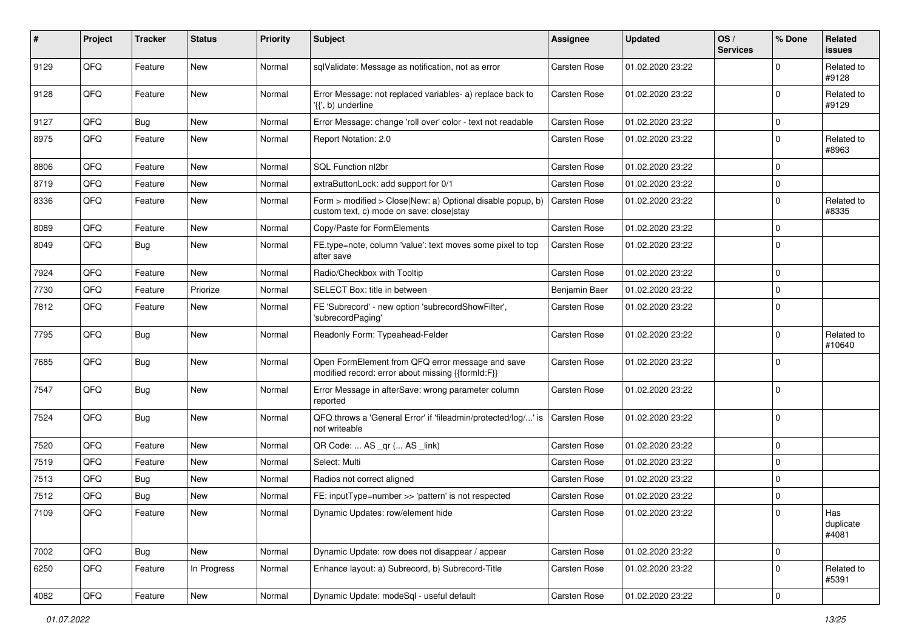| # | Project | Tracker | Status | Priority | Subject | Assignee | Updated | OS / Services | % Done | Related issues |
|---|---|---|---|---|---|---|---|---|---|---|
| 9129 | QFQ | Feature | New | Normal | sqlValidate: Message as notification, not as error | Carsten Rose | 01.02.2020 23:22 | | 0 | Related to #9128 |
| 9128 | QFQ | Feature | New | Normal | Error Message: not replaced variables- a) replace back to '{{', b) underline | Carsten Rose | 01.02.2020 23:22 | | 0 | Related to #9129 |
| 9127 | QFQ | Bug | New | Normal | Error Message: change 'roll over' color - text not readable | Carsten Rose | 01.02.2020 23:22 | | 0 | |
| 8975 | QFQ | Feature | New | Normal | Report Notation: 2.0 | Carsten Rose | 01.02.2020 23:22 | | 0 | Related to #8963 |
| 8806 | QFQ | Feature | New | Normal | SQL Function nl2br | Carsten Rose | 01.02.2020 23:22 | | 0 | |
| 8719 | QFQ | Feature | New | Normal | extraButtonLock: add support for 0/1 | Carsten Rose | 01.02.2020 23:22 | | 0 | |
| 8336 | QFQ | Feature | New | Normal | Form > modified > Close\|New: a) Optional disable popup, b) custom text, c) mode on save: close\|stay | Carsten Rose | 01.02.2020 23:22 | | 0 | Related to #8335 |
| 8089 | QFQ | Feature | New | Normal | Copy/Paste for FormElements | Carsten Rose | 01.02.2020 23:22 | | 0 | |
| 8049 | QFQ | Bug | New | Normal | FE.type=note, column 'value': text moves some pixel to top after save | Carsten Rose | 01.02.2020 23:22 | | 0 | |
| 7924 | QFQ | Feature | New | Normal | Radio/Checkbox with Tooltip | Carsten Rose | 01.02.2020 23:22 | | 0 | |
| 7730 | QFQ | Feature | Priorize | Normal | SELECT Box: title in between | Benjamin Baer | 01.02.2020 23:22 | | 0 | |
| 7812 | QFQ | Feature | New | Normal | FE 'Subrecord' - new option 'subrecordShowFilter', 'subrecordPaging' | Carsten Rose | 01.02.2020 23:22 | | 0 | |
| 7795 | QFQ | Bug | New | Normal | Readonly Form: Typeahead-Felder | Carsten Rose | 01.02.2020 23:22 | | 0 | Related to #10640 |
| 7685 | QFQ | Bug | New | Normal | Open FormElement from QFQ error message and save modified record: error about missing {{formId:F}} | Carsten Rose | 01.02.2020 23:22 | | 0 | |
| 7547 | QFQ | Bug | New | Normal | Error Message in afterSave: wrong parameter column reported | Carsten Rose | 01.02.2020 23:22 | | 0 | |
| 7524 | QFQ | Bug | New | Normal | QFQ throws a 'General Error' if 'fileadmin/protected/log/...' is not writeable | Carsten Rose | 01.02.2020 23:22 | | 0 | |
| 7520 | QFQ | Feature | New | Normal | QR Code: ... AS _qr (... AS _link) | Carsten Rose | 01.02.2020 23:22 | | 0 | |
| 7519 | QFQ | Feature | New | Normal | Select: Multi | Carsten Rose | 01.02.2020 23:22 | | 0 | |
| 7513 | QFQ | Bug | New | Normal | Radios not correct aligned | Carsten Rose | 01.02.2020 23:22 | | 0 | |
| 7512 | QFQ | Bug | New | Normal | FE: inputType=number >> 'pattern' is not respected | Carsten Rose | 01.02.2020 23:22 | | 0 | |
| 7109 | QFQ | Feature | New | Normal | Dynamic Updates: row/element hide | Carsten Rose | 01.02.2020 23:22 | | 0 | Has duplicate #4081 |
| 7002 | QFQ | Bug | New | Normal | Dynamic Update: row does not disappear / appear | Carsten Rose | 01.02.2020 23:22 | | 0 | |
| 6250 | QFQ | Feature | In Progress | Normal | Enhance layout: a) Subrecord, b) Subrecord-Title | Carsten Rose | 01.02.2020 23:22 | | 0 | Related to #5391 |
| 4082 | QFQ | Feature | New | Normal | Dynamic Update: modeSql - useful default | Carsten Rose | 01.02.2020 23:22 | | 0 | |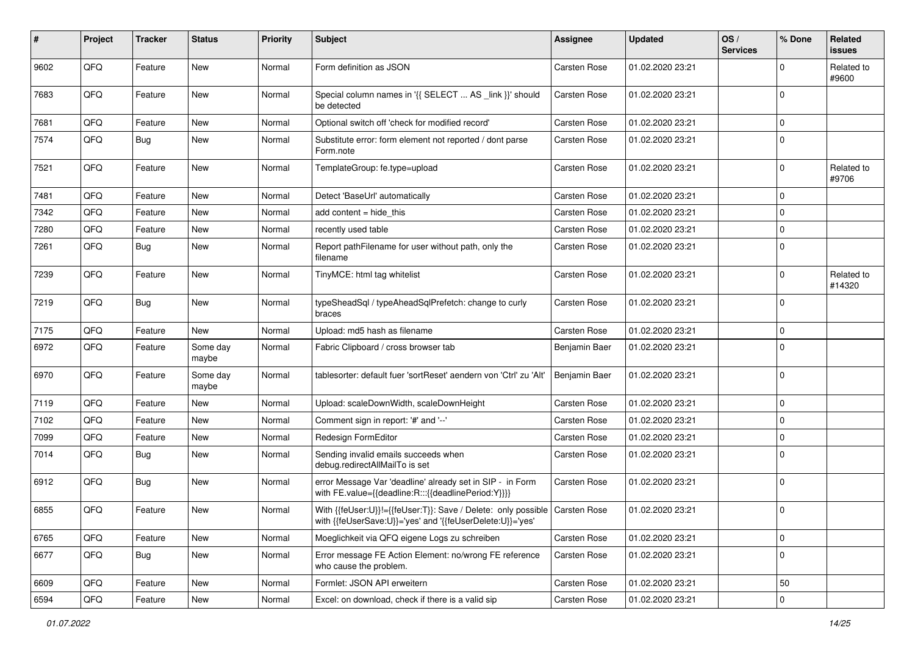| # | Project | Tracker | Status | Priority | Subject | Assignee | Updated | OS / Services | % Done | Related issues |
|---|---|---|---|---|---|---|---|---|---|---|
| 9602 | QFQ | Feature | New | Normal | Form definition as JSON | Carsten Rose | 01.02.2020 23:21 | | 0 | Related to #9600 |
| 7683 | QFQ | Feature | New | Normal | Special column names in '{{ SELECT ... AS _link }}' should be detected | Carsten Rose | 01.02.2020 23:21 | | 0 | |
| 7681 | QFQ | Feature | New | Normal | Optional switch off 'check for modified record' | Carsten Rose | 01.02.2020 23:21 | | 0 | |
| 7574 | QFQ | Bug | New | Normal | Substitute error: form element not reported / dont parse Form.note | Carsten Rose | 01.02.2020 23:21 | | 0 | |
| 7521 | QFQ | Feature | New | Normal | TemplateGroup: fe.type=upload | Carsten Rose | 01.02.2020 23:21 | | 0 | Related to #9706 |
| 7481 | QFQ | Feature | New | Normal | Detect 'BaseUrl' automatically | Carsten Rose | 01.02.2020 23:21 | | 0 | |
| 7342 | QFQ | Feature | New | Normal | add content = hide_this | Carsten Rose | 01.02.2020 23:21 | | 0 | |
| 7280 | QFQ | Feature | New | Normal | recently used table | Carsten Rose | 01.02.2020 23:21 | | 0 | |
| 7261 | QFQ | Bug | New | Normal | Report pathFilename for user without path, only the filename | Carsten Rose | 01.02.2020 23:21 | | 0 | |
| 7239 | QFQ | Feature | New | Normal | TinyMCE: html tag whitelist | Carsten Rose | 01.02.2020 23:21 | | 0 | Related to #14320 |
| 7219 | QFQ | Bug | New | Normal | typeSheadSql / typeAheadSqlPrefetch: change to curly braces | Carsten Rose | 01.02.2020 23:21 | | 0 | |
| 7175 | QFQ | Feature | New | Normal | Upload: md5 hash as filename | Carsten Rose | 01.02.2020 23:21 | | 0 | |
| 6972 | QFQ | Feature | Some day maybe | Normal | Fabric Clipboard / cross browser tab | Benjamin Baer | 01.02.2020 23:21 | | 0 | |
| 6970 | QFQ | Feature | Some day maybe | Normal | tablesorter: default fuer 'sortReset' aendern von 'Ctrl' zu 'Alt' | Benjamin Baer | 01.02.2020 23:21 | | 0 | |
| 7119 | QFQ | Feature | New | Normal | Upload: scaleDownWidth, scaleDownHeight | Carsten Rose | 01.02.2020 23:21 | | 0 | |
| 7102 | QFQ | Feature | New | Normal | Comment sign in report: '#' and '--' | Carsten Rose | 01.02.2020 23:21 | | 0 | |
| 7099 | QFQ | Feature | New | Normal | Redesign FormEditor | Carsten Rose | 01.02.2020 23:21 | | 0 | |
| 7014 | QFQ | Bug | New | Normal | Sending invalid emails succeeds when debug.redirectAllMailTo is set | Carsten Rose | 01.02.2020 23:21 | | 0 | |
| 6912 | QFQ | Bug | New | Normal | error Message Var 'deadline' already set in SIP - in Form with FE.value={{deadline:R:::{{deadlinePeriod:Y}}}} | Carsten Rose | 01.02.2020 23:21 | | 0 | |
| 6855 | QFQ | Feature | New | Normal | With {{feUser:U}}!={{feUser:T}}: Save / Delete: only possible with {{feUserSave:U}}='yes' and '{{feUserDelete:U}}='yes' | Carsten Rose | 01.02.2020 23:21 | | 0 | |
| 6765 | QFQ | Feature | New | Normal | Moeglichkeit via QFQ eigene Logs zu schreiben | Carsten Rose | 01.02.2020 23:21 | | 0 | |
| 6677 | QFQ | Bug | New | Normal | Error message FE Action Element: no/wrong FE reference who cause the problem. | Carsten Rose | 01.02.2020 23:21 | | 0 | |
| 6609 | QFQ | Feature | New | Normal | Formlet: JSON API erweitern | Carsten Rose | 01.02.2020 23:21 | | 50 | |
| 6594 | QFQ | Feature | New | Normal | Excel: on download, check if there is a valid sip | Carsten Rose | 01.02.2020 23:21 | | 0 | |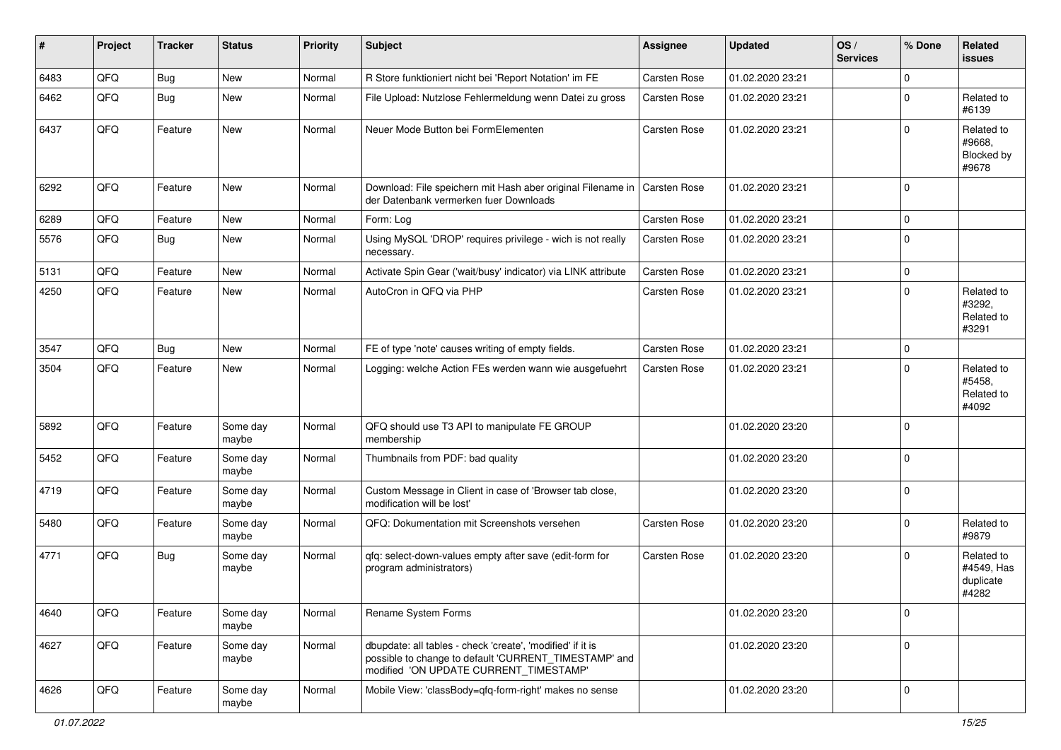| # | Project | Tracker | Status | Priority | Subject | Assignee | Updated | OS / Services | % Done | Related issues |
|---|---|---|---|---|---|---|---|---|---|---|
| 6483 | QFQ | Bug | New | Normal | R Store funktioniert nicht bei 'Report Notation' im FE | Carsten Rose | 01.02.2020 23:21 | | 0 | |
| 6462 | QFQ | Bug | New | Normal | File Upload: Nutzlose Fehlermeldung wenn Datei zu gross | Carsten Rose | 01.02.2020 23:21 | | 0 | Related to #6139 |
| 6437 | QFQ | Feature | New | Normal | Neuer Mode Button bei FormElementen | Carsten Rose | 01.02.2020 23:21 | | 0 | Related to #9668, Blocked by #9678 |
| 6292 | QFQ | Feature | New | Normal | Download: File speichern mit Hash aber original Filename in der Datenbank vermerken fuer Downloads | Carsten Rose | 01.02.2020 23:21 | | 0 | |
| 6289 | QFQ | Feature | New | Normal | Form: Log | Carsten Rose | 01.02.2020 23:21 | | 0 | |
| 5576 | QFQ | Bug | New | Normal | Using MySQL 'DROP' requires privilege - wich is not really necessary. | Carsten Rose | 01.02.2020 23:21 | | 0 | |
| 5131 | QFQ | Feature | New | Normal | Activate Spin Gear ('wait/busy' indicator) via LINK attribute | Carsten Rose | 01.02.2020 23:21 | | 0 | |
| 4250 | QFQ | Feature | New | Normal | AutoCron in QFQ via PHP | Carsten Rose | 01.02.2020 23:21 | | 0 | Related to #3292, Related to #3291 |
| 3547 | QFQ | Bug | New | Normal | FE of type 'note' causes writing of empty fields. | Carsten Rose | 01.02.2020 23:21 | | 0 | |
| 3504 | QFQ | Feature | New | Normal | Logging: welche Action FEs werden wann wie ausgefuehrt | Carsten Rose | 01.02.2020 23:21 | | 0 | Related to #5458, Related to #4092 |
| 5892 | QFQ | Feature | Some day maybe | Normal | QFQ should use T3 API to manipulate FE GROUP membership | | 01.02.2020 23:20 | | 0 | |
| 5452 | QFQ | Feature | Some day maybe | Normal | Thumbnails from PDF: bad quality | | 01.02.2020 23:20 | | 0 | |
| 4719 | QFQ | Feature | Some day maybe | Normal | Custom Message in Client in case of 'Browser tab close, modification will be lost' | | 01.02.2020 23:20 | | 0 | |
| 5480 | QFQ | Feature | Some day maybe | Normal | QFQ: Dokumentation mit Screenshots versehen | Carsten Rose | 01.02.2020 23:20 | | 0 | Related to #9879 |
| 4771 | QFQ | Bug | Some day maybe | Normal | qfq: select-down-values empty after save (edit-form for program administrators) | Carsten Rose | 01.02.2020 23:20 | | 0 | Related to #4549, Has duplicate #4282 |
| 4640 | QFQ | Feature | Some day maybe | Normal | Rename System Forms | | 01.02.2020 23:20 | | 0 | |
| 4627 | QFQ | Feature | Some day maybe | Normal | dbupdate: all tables - check 'create', 'modified' if it is possible to change to default 'CURRENT_TIMESTAMP' and modified 'ON UPDATE CURRENT_TIMESTAMP' | | 01.02.2020 23:20 | | 0 | |
| 4626 | QFQ | Feature | Some day maybe | Normal | Mobile View: 'classBody=qfq-form-right' makes no sense | | 01.02.2020 23:20 | | 0 | |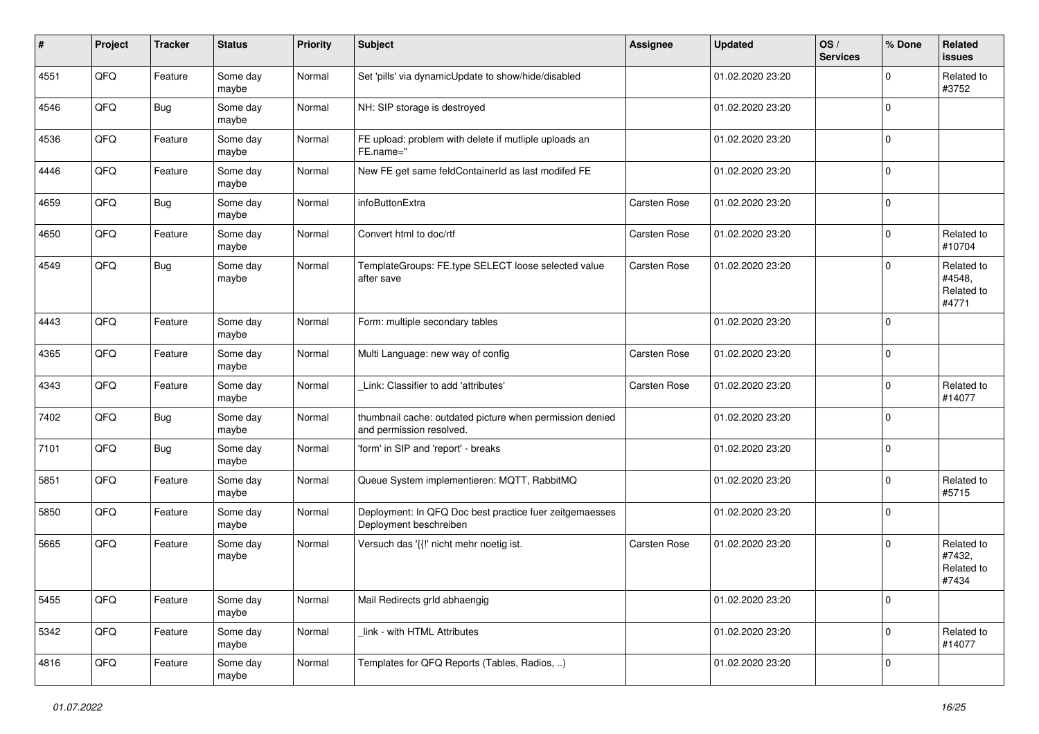| # | Project | Tracker | Status | Priority | Subject | Assignee | Updated | OS / Services | % Done | Related issues |
|---|---|---|---|---|---|---|---|---|---|---|
| 4551 | QFQ | Feature | Some day maybe | Normal | Set 'pills' via dynamicUpdate to show/hide/disabled | | 01.02.2020 23:20 | | 0 | Related to #3752 |
| 4546 | QFQ | Bug | Some day maybe | Normal | NH: SIP storage is destroyed | | 01.02.2020 23:20 | | 0 | |
| 4536 | QFQ | Feature | Some day maybe | Normal | FE upload: problem with delete if mutliple uploads an FE.name=" | | 01.02.2020 23:20 | | 0 | |
| 4446 | QFQ | Feature | Some day maybe | Normal | New FE get same feldContainerId as last modifed FE | | 01.02.2020 23:20 | | 0 | |
| 4659 | QFQ | Bug | Some day maybe | Normal | infoButtonExtra | Carsten Rose | 01.02.2020 23:20 | | 0 | |
| 4650 | QFQ | Feature | Some day maybe | Normal | Convert html to doc/rtf | Carsten Rose | 01.02.2020 23:20 | | 0 | Related to #10704 |
| 4549 | QFQ | Bug | Some day maybe | Normal | TemplateGroups: FE.type SELECT loose selected value after save | Carsten Rose | 01.02.2020 23:20 | | 0 | Related to #4548, Related to #4771 |
| 4443 | QFQ | Feature | Some day maybe | Normal | Form: multiple secondary tables | | 01.02.2020 23:20 | | 0 | |
| 4365 | QFQ | Feature | Some day maybe | Normal | Multi Language: new way of config | Carsten Rose | 01.02.2020 23:20 | | 0 | |
| 4343 | QFQ | Feature | Some day maybe | Normal | _Link: Classifier to add 'attributes' | Carsten Rose | 01.02.2020 23:20 | | 0 | Related to #14077 |
| 7402 | QFQ | Bug | Some day maybe | Normal | thumbnail cache: outdated picture when permission denied and permission resolved. | | 01.02.2020 23:20 | | 0 | |
| 7101 | QFQ | Bug | Some day maybe | Normal | 'form' in SIP and 'report' - breaks | | 01.02.2020 23:20 | | 0 | |
| 5851 | QFQ | Feature | Some day maybe | Normal | Queue System implementieren: MQTT, RabbitMQ | | 01.02.2020 23:20 | | 0 | Related to #5715 |
| 5850 | QFQ | Feature | Some day maybe | Normal | Deployment: In QFQ Doc best practice fuer zeitgemaesses Deployment beschreiben | | 01.02.2020 23:20 | | 0 | |
| 5665 | QFQ | Feature | Some day maybe | Normal | Versuch das '{{!' nicht mehr noetig ist. | Carsten Rose | 01.02.2020 23:20 | | 0 | Related to #7432, Related to #7434 |
| 5455 | QFQ | Feature | Some day maybe | Normal | Mail Redirects grId abhaengig | | 01.02.2020 23:20 | | 0 | |
| 5342 | QFQ | Feature | Some day maybe | Normal | _link - with HTML Attributes | | 01.02.2020 23:20 | | 0 | Related to #14077 |
| 4816 | QFQ | Feature | Some day maybe | Normal | Templates for QFQ Reports (Tables, Radios, ..) | | 01.02.2020 23:20 | | 0 | |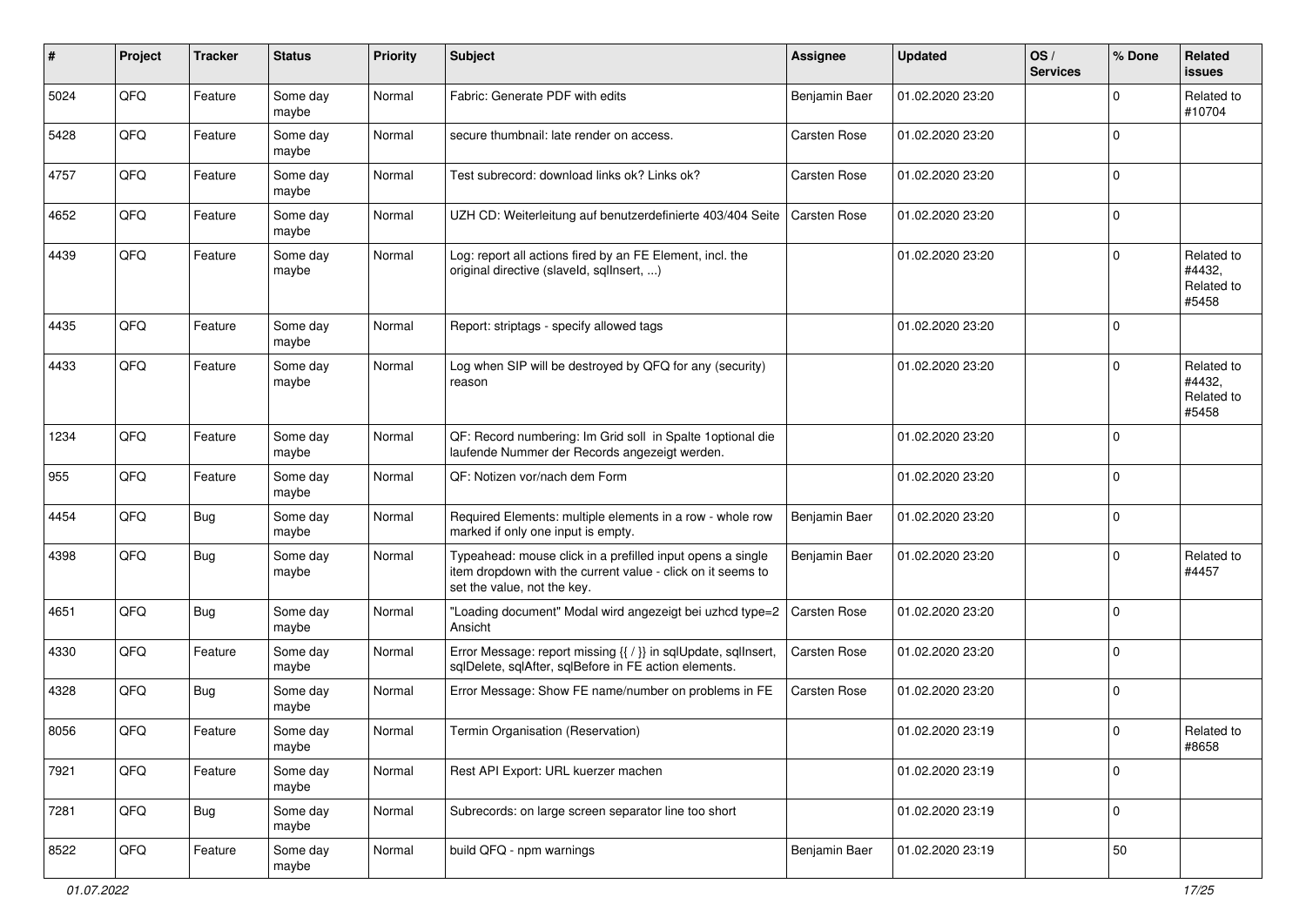| # | Project | Tracker | Status | Priority | Subject | Assignee | Updated | OS / Services | % Done | Related issues |
|---|---|---|---|---|---|---|---|---|---|---|
| 5024 | QFQ | Feature | Some day maybe | Normal | Fabric: Generate PDF with edits | Benjamin Baer | 01.02.2020 23:20 | | 0 | Related to #10704 |
| 5428 | QFQ | Feature | Some day maybe | Normal | secure thumbnail: late render on access. | Carsten Rose | 01.02.2020 23:20 | | 0 | |
| 4757 | QFQ | Feature | Some day maybe | Normal | Test subrecord: download links ok? Links ok? | Carsten Rose | 01.02.2020 23:20 | | 0 | |
| 4652 | QFQ | Feature | Some day maybe | Normal | UZH CD: Weiterleitung auf benutzerdefinierte 403/404 Seite | Carsten Rose | 01.02.2020 23:20 | | 0 | |
| 4439 | QFQ | Feature | Some day maybe | Normal | Log: report all actions fired by an FE Element, incl. the original directive (slaveId, sqlInsert, ...) | | 01.02.2020 23:20 | | 0 | Related to #4432, Related to #5458 |
| 4435 | QFQ | Feature | Some day maybe | Normal | Report: striptags - specify allowed tags | | 01.02.2020 23:20 | | 0 | |
| 4433 | QFQ | Feature | Some day maybe | Normal | Log when SIP will be destroyed by QFQ for any (security) reason | | 01.02.2020 23:20 | | 0 | Related to #4432, Related to #5458 |
| 1234 | QFQ | Feature | Some day maybe | Normal | QF: Record numbering: Im Grid soll in Spalte 1optional die laufende Nummer der Records angezeigt werden. | | 01.02.2020 23:20 | | 0 | |
| 955 | QFQ | Feature | Some day maybe | Normal | QF: Notizen vor/nach dem Form | | 01.02.2020 23:20 | | 0 | |
| 4454 | QFQ | Bug | Some day maybe | Normal | Required Elements: multiple elements in a row - whole row marked if only one input is empty. | Benjamin Baer | 01.02.2020 23:20 | | 0 | |
| 4398 | QFQ | Bug | Some day maybe | Normal | Typeahead: mouse click in a prefilled input opens a single item dropdown with the current value - click on it seems to set the value, not the key. | Benjamin Baer | 01.02.2020 23:20 | | 0 | Related to #4457 |
| 4651 | QFQ | Bug | Some day maybe | Normal | "Loading document" Modal wird angezeigt bei uzhcd type=2 Ansicht | Carsten Rose | 01.02.2020 23:20 | | 0 | |
| 4330 | QFQ | Feature | Some day maybe | Normal | Error Message: report missing {{ / }} in sqlUpdate, sqlInsert, sqlDelete, sqlAfter, sqlBefore in FE action elements. | Carsten Rose | 01.02.2020 23:20 | | 0 | |
| 4328 | QFQ | Bug | Some day maybe | Normal | Error Message: Show FE name/number on problems in FE | Carsten Rose | 01.02.2020 23:20 | | 0 | |
| 8056 | QFQ | Feature | Some day maybe | Normal | Termin Organisation (Reservation) | | 01.02.2020 23:19 | | 0 | Related to #8658 |
| 7921 | QFQ | Feature | Some day maybe | Normal | Rest API Export: URL kuerzer machen | | 01.02.2020 23:19 | | 0 | |
| 7281 | QFQ | Bug | Some day maybe | Normal | Subrecords: on large screen separator line too short | | 01.02.2020 23:19 | | 0 | |
| 8522 | QFQ | Feature | Some day maybe | Normal | build QFQ - npm warnings | Benjamin Baer | 01.02.2020 23:19 | | 50 | |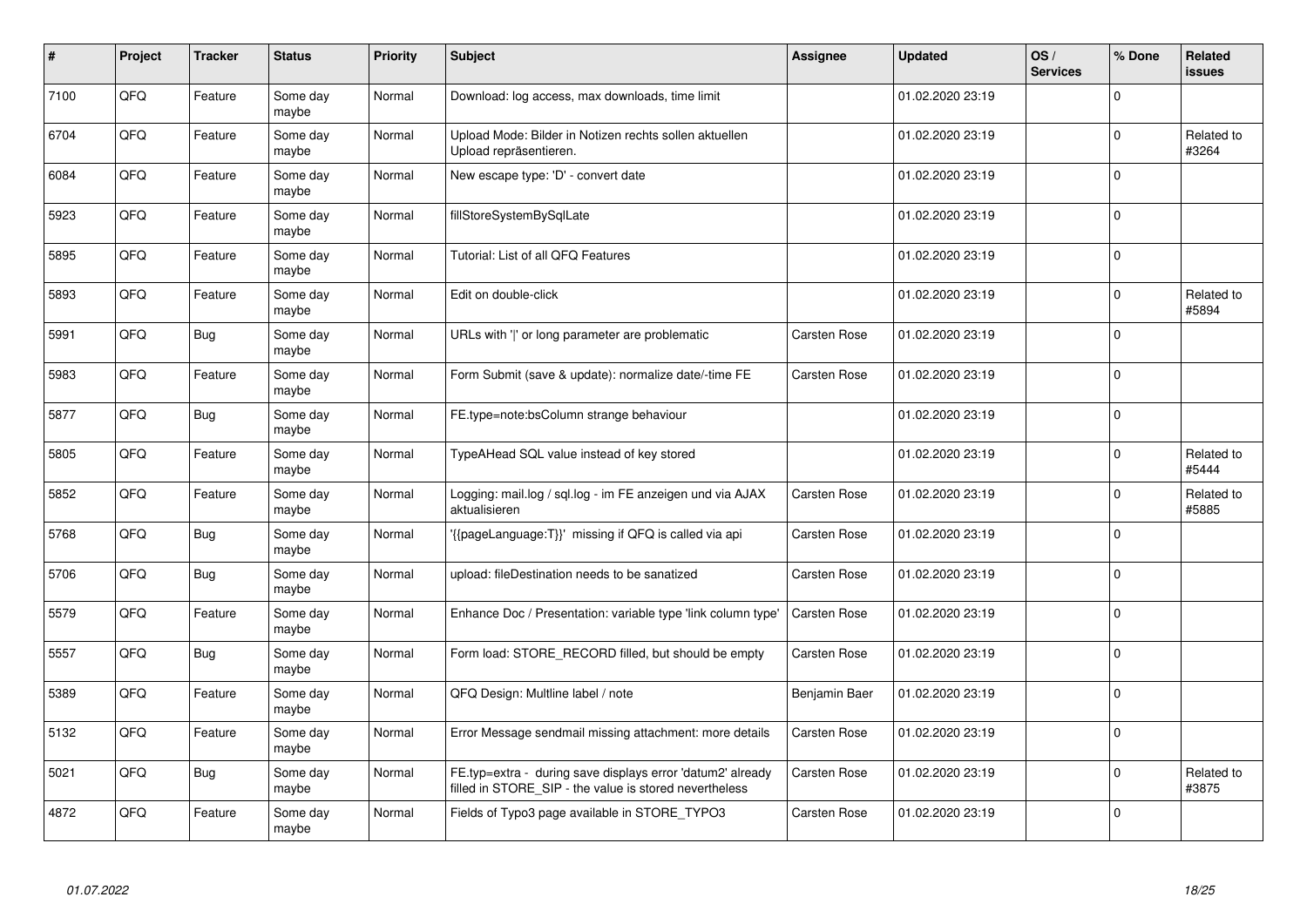| # | Project | Tracker | Status | Priority | Subject | Assignee | Updated | OS / Services | % Done | Related issues |
|---|---|---|---|---|---|---|---|---|---|---|
| 7100 | QFQ | Feature | Some day maybe | Normal | Download: log access, max downloads, time limit | | 01.02.2020 23:19 | | 0 | |
| 6704 | QFQ | Feature | Some day maybe | Normal | Upload Mode: Bilder in Notizen rechts sollen aktuellen Upload repräsentieren. | | 01.02.2020 23:19 | | 0 | Related to #3264 |
| 6084 | QFQ | Feature | Some day maybe | Normal | New escape type: 'D' - convert date | | 01.02.2020 23:19 | | 0 | |
| 5923 | QFQ | Feature | Some day maybe | Normal | fillStoreSystemBySqlLate | | 01.02.2020 23:19 | | 0 | |
| 5895 | QFQ | Feature | Some day maybe | Normal | Tutorial: List of all QFQ Features | | 01.02.2020 23:19 | | 0 | |
| 5893 | QFQ | Feature | Some day maybe | Normal | Edit on double-click | | 01.02.2020 23:19 | | 0 | Related to #5894 |
| 5991 | QFQ | Bug | Some day maybe | Normal | URLs with '|' or long parameter are problematic | Carsten Rose | 01.02.2020 23:19 | | 0 | |
| 5983 | QFQ | Feature | Some day maybe | Normal | Form Submit (save & update): normalize date/-time FE | Carsten Rose | 01.02.2020 23:19 | | 0 | |
| 5877 | QFQ | Bug | Some day maybe | Normal | FE.type=note:bsColumn strange behaviour | | 01.02.2020 23:19 | | 0 | |
| 5805 | QFQ | Feature | Some day maybe | Normal | TypeAHead SQL value instead of key stored | | 01.02.2020 23:19 | | 0 | Related to #5444 |
| 5852 | QFQ | Feature | Some day maybe | Normal | Logging: mail.log / sql.log - im FE anzeigen und via AJAX aktualisieren | Carsten Rose | 01.02.2020 23:19 | | 0 | Related to #5885 |
| 5768 | QFQ | Bug | Some day maybe | Normal | '{{pageLanguage:T}}' missing if QFQ is called via api | Carsten Rose | 01.02.2020 23:19 | | 0 | |
| 5706 | QFQ | Bug | Some day maybe | Normal | upload: fileDestination needs to be sanatized | Carsten Rose | 01.02.2020 23:19 | | 0 | |
| 5579 | QFQ | Feature | Some day maybe | Normal | Enhance Doc / Presentation: variable type 'link column type' | Carsten Rose | 01.02.2020 23:19 | | 0 | |
| 5557 | QFQ | Bug | Some day maybe | Normal | Form load: STORE_RECORD filled, but should be empty | Carsten Rose | 01.02.2020 23:19 | | 0 | |
| 5389 | QFQ | Feature | Some day maybe | Normal | QFQ Design: Multline label / note | Benjamin Baer | 01.02.2020 23:19 | | 0 | |
| 5132 | QFQ | Feature | Some day maybe | Normal | Error Message sendmail missing attachment: more details | Carsten Rose | 01.02.2020 23:19 | | 0 | |
| 5021 | QFQ | Bug | Some day maybe | Normal | FE.typ=extra - during save displays error 'datum2' already filled in STORE_SIP - the value is stored nevertheless | Carsten Rose | 01.02.2020 23:19 | | 0 | Related to #3875 |
| 4872 | QFQ | Feature | Some day maybe | Normal | Fields of Typo3 page available in STORE_TYPO3 | Carsten Rose | 01.02.2020 23:19 | | 0 | |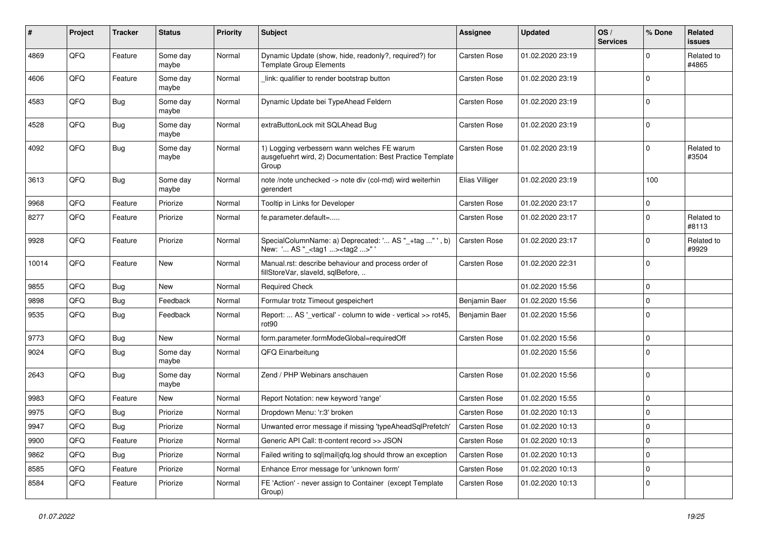| # | Project | Tracker | Status | Priority | Subject | Assignee | Updated | OS / Services | % Done | Related issues |
|---|---|---|---|---|---|---|---|---|---|---|
| 4869 | QFQ | Feature | Some day maybe | Normal | Dynamic Update (show, hide, readonly?, required?) for Template Group Elements | Carsten Rose | 01.02.2020 23:19 | | 0 | Related to #4865 |
| 4606 | QFQ | Feature | Some day maybe | Normal | _link: qualifier to render bootstrap button | Carsten Rose | 01.02.2020 23:19 | | 0 | |
| 4583 | QFQ | Bug | Some day maybe | Normal | Dynamic Update bei TypeAhead Feldern | Carsten Rose | 01.02.2020 23:19 | | 0 | |
| 4528 | QFQ | Bug | Some day maybe | Normal | extraButtonLock mit SQLAhead Bug | Carsten Rose | 01.02.2020 23:19 | | 0 | |
| 4092 | QFQ | Bug | Some day maybe | Normal | 1) Logging verbessern wann welches FE warum ausgefuehrt wird, 2) Documentation: Best Practice Template Group | Carsten Rose | 01.02.2020 23:19 | | 0 | Related to #3504 |
| 3613 | QFQ | Bug | Some day maybe | Normal | note /note unchecked -> note div (col-md) wird weiterhin gerendert | Elias Villiger | 01.02.2020 23:19 | | 100 | |
| 9968 | QFQ | Feature | Priorize | Normal | Tooltip in Links for Developer | Carsten Rose | 01.02.2020 23:17 | | 0 | |
| 8277 | QFQ | Feature | Priorize | Normal | fe.parameter.default=..... | Carsten Rose | 01.02.2020 23:17 | | 0 | Related to #8113 |
| 9928 | QFQ | Feature | Priorize | Normal | SpecialColumnName: a) Deprecated: '... AS "_+tag ..." ', b) New: '... AS "_<tag1 ...><tag2 ...>" ' | Carsten Rose | 01.02.2020 23:17 | | 0 | Related to #9929 |
| 10014 | QFQ | Feature | New | Normal | Manual.rst: describe behaviour and process order of fillStoreVar, slaveId, sqlBefore, .. | Carsten Rose | 01.02.2020 22:31 | | 0 | |
| 9855 | QFQ | Bug | New | Normal | Required Check | | 01.02.2020 15:56 | | 0 | |
| 9898 | QFQ | Bug | Feedback | Normal | Formular trotz Timeout gespeichert | Benjamin Baer | 01.02.2020 15:56 | | 0 | |
| 9535 | QFQ | Bug | Feedback | Normal | Report: ... AS '_vertical' - column to wide - vertical >> rot45, rot90 | Benjamin Baer | 01.02.2020 15:56 | | 0 | |
| 9773 | QFQ | Bug | New | Normal | form.parameter.formModeGlobal=requiredOff | Carsten Rose | 01.02.2020 15:56 | | 0 | |
| 9024 | QFQ | Bug | Some day maybe | Normal | QFQ Einarbeitung | | 01.02.2020 15:56 | | 0 | |
| 2643 | QFQ | Bug | Some day maybe | Normal | Zend / PHP Webinars anschauen | Carsten Rose | 01.02.2020 15:56 | | 0 | |
| 9983 | QFQ | Feature | New | Normal | Report Notation: new keyword 'range' | Carsten Rose | 01.02.2020 15:55 | | 0 | |
| 9975 | QFQ | Bug | Priorize | Normal | Dropdown Menu: 'r:3' broken | Carsten Rose | 01.02.2020 10:13 | | 0 | |
| 9947 | QFQ | Bug | Priorize | Normal | Unwanted error message if missing 'typeAheadSqlPrefetch' | Carsten Rose | 01.02.2020 10:13 | | 0 | |
| 9900 | QFQ | Feature | Priorize | Normal | Generic API Call: tt-content record >> JSON | Carsten Rose | 01.02.2020 10:13 | | 0 | |
| 9862 | QFQ | Bug | Priorize | Normal | Failed writing to sql\|mail\|qfq.log should throw an exception | Carsten Rose | 01.02.2020 10:13 | | 0 | |
| 8585 | QFQ | Feature | Priorize | Normal | Enhance Error message for 'unknown form' | Carsten Rose | 01.02.2020 10:13 | | 0 | |
| 8584 | QFQ | Feature | Priorize | Normal | FE 'Action' - never assign to Container (except Template Group) | Carsten Rose | 01.02.2020 10:13 | | 0 | |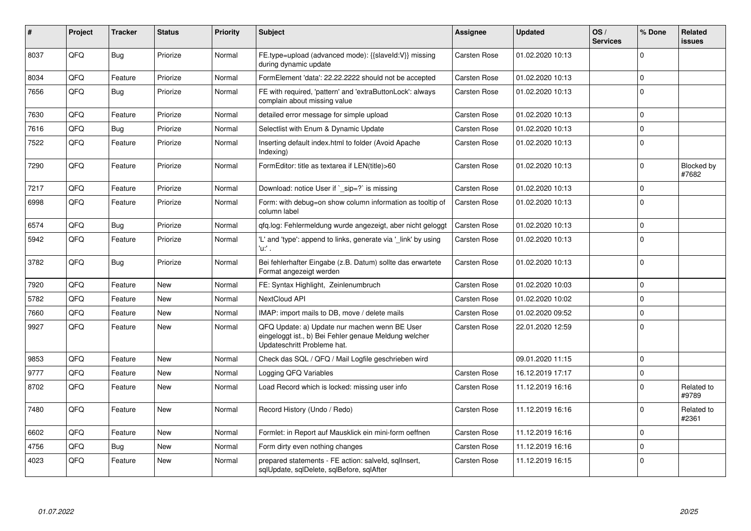| # | Project | Tracker | Status | Priority | Subject | Assignee | Updated | OS / Services | % Done | Related issues |
|---|---|---|---|---|---|---|---|---|---|---|
| 8037 | QFQ | Bug | Priorize | Normal | FE.type=upload (advanced mode): {{slaveId:V}} missing during dynamic update | Carsten Rose | 01.02.2020 10:13 | | 0 | |
| 8034 | QFQ | Feature | Priorize | Normal | FormElement 'data': 22.22.2222 should not be accepted | Carsten Rose | 01.02.2020 10:13 | | 0 | |
| 7656 | QFQ | Bug | Priorize | Normal | FE with required, 'pattern' and 'extraButtonLock': always complain about missing value | Carsten Rose | 01.02.2020 10:13 | | 0 | |
| 7630 | QFQ | Feature | Priorize | Normal | detailed error message for simple upload | Carsten Rose | 01.02.2020 10:13 | | 0 | |
| 7616 | QFQ | Bug | Priorize | Normal | Selectlist with Enum & Dynamic Update | Carsten Rose | 01.02.2020 10:13 | | 0 | |
| 7522 | QFQ | Feature | Priorize | Normal | Inserting default index.html to folder (Avoid Apache Indexing) | Carsten Rose | 01.02.2020 10:13 | | 0 | |
| 7290 | QFQ | Feature | Priorize | Normal | FormEditor: title as textarea if LEN(title)>60 | Carsten Rose | 01.02.2020 10:13 | | 0 | Blocked by #7682 |
| 7217 | QFQ | Feature | Priorize | Normal | Download: notice User if `_sip=?` is missing | Carsten Rose | 01.02.2020 10:13 | | 0 | |
| 6998 | QFQ | Feature | Priorize | Normal | Form: with debug=on show column information as tooltip of column label | Carsten Rose | 01.02.2020 10:13 | | 0 | |
| 6574 | QFQ | Bug | Priorize | Normal | qfq.log: Fehlermeldung wurde angezeigt, aber nicht geloggt | Carsten Rose | 01.02.2020 10:13 | | 0 | |
| 5942 | QFQ | Feature | Priorize | Normal | 'L' and 'type': append to links, generate via '_link' by using 'u:' . | Carsten Rose | 01.02.2020 10:13 | | 0 | |
| 3782 | QFQ | Bug | Priorize | Normal | Bei fehlerhafter Eingabe (z.B. Datum) sollte das erwartete Format angezeigt werden | Carsten Rose | 01.02.2020 10:13 | | 0 | |
| 7920 | QFQ | Feature | New | Normal | FE: Syntax Highlight, Zeinlenumbruch | Carsten Rose | 01.02.2020 10:03 | | 0 | |
| 5782 | QFQ | Feature | New | Normal | NextCloud API | Carsten Rose | 01.02.2020 10:02 | | 0 | |
| 7660 | QFQ | Feature | New | Normal | IMAP: import mails to DB, move / delete mails | Carsten Rose | 01.02.2020 09:52 | | 0 | |
| 9927 | QFQ | Feature | New | Normal | QFQ Update: a) Update nur machen wenn BE User eingeloggt ist., b) Bei Fehler genaue Meldung welcher Updateschritt Probleme hat. | Carsten Rose | 22.01.2020 12:59 | | 0 | |
| 9853 | QFQ | Feature | New | Normal | Check das SQL / QFQ / Mail Logfile geschrieben wird | | 09.01.2020 11:15 | | 0 | |
| 9777 | QFQ | Feature | New | Normal | Logging QFQ Variables | Carsten Rose | 16.12.2019 17:17 | | 0 | |
| 8702 | QFQ | Feature | New | Normal | Load Record which is locked: missing user info | Carsten Rose | 11.12.2019 16:16 | | 0 | Related to #9789 |
| 7480 | QFQ | Feature | New | Normal | Record History (Undo / Redo) | Carsten Rose | 11.12.2019 16:16 | | 0 | Related to #2361 |
| 6602 | QFQ | Feature | New | Normal | Formlet: in Report auf Mausklick ein mini-form oeffnen | Carsten Rose | 11.12.2019 16:16 | | 0 | |
| 4756 | QFQ | Bug | New | Normal | Form dirty even nothing changes | Carsten Rose | 11.12.2019 16:16 | | 0 | |
| 4023 | QFQ | Feature | New | Normal | prepared statements - FE action: salveld, sqlInsert, sqlUpdate, sqlDelete, sqlBefore, sqlAfter | Carsten Rose | 11.12.2019 16:15 | | 0 | |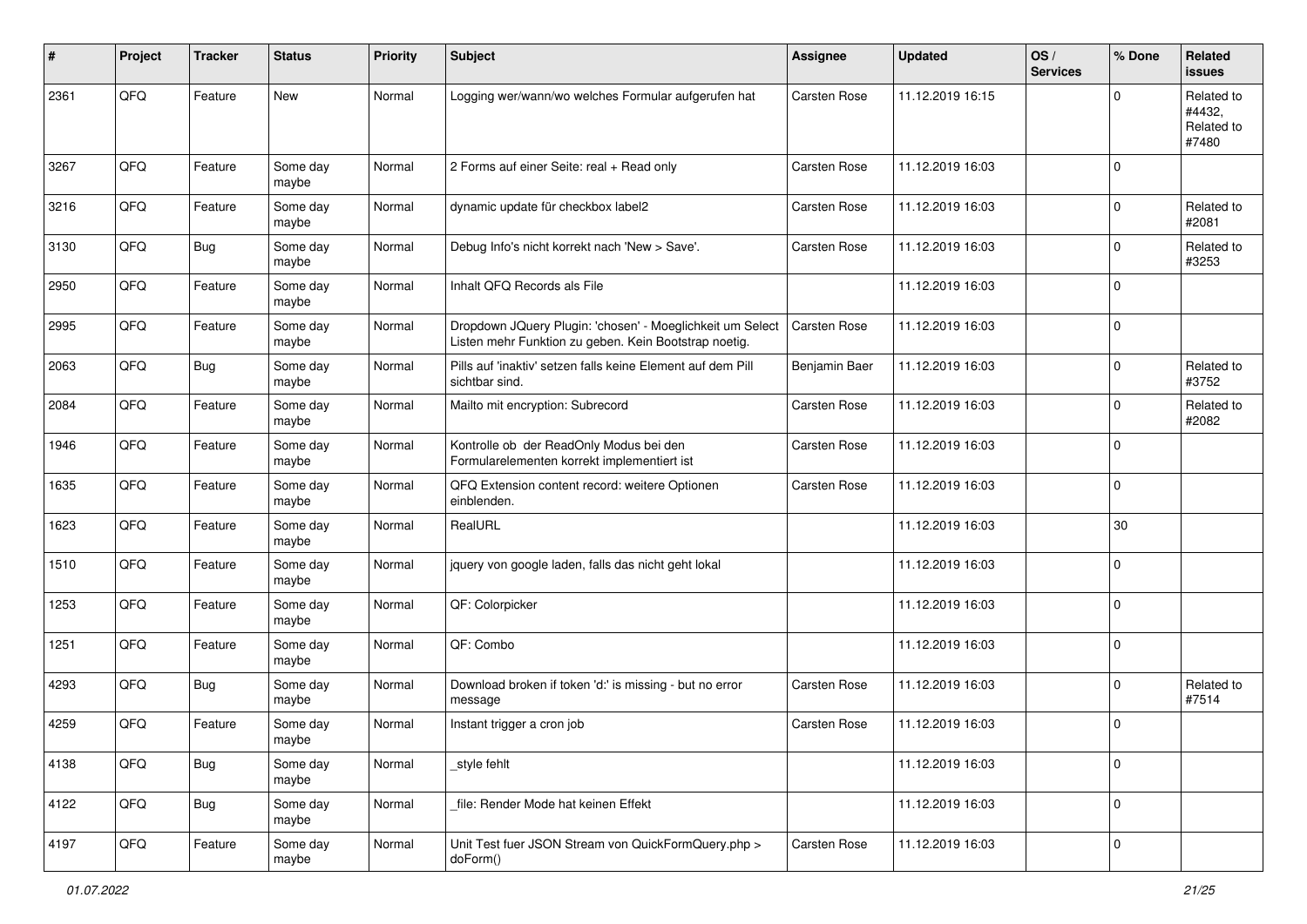| # | Project | Tracker | Status | Priority | Subject | Assignee | Updated | OS / Services | % Done | Related issues |
|---|---|---|---|---|---|---|---|---|---|---|
| 2361 | QFQ | Feature | New | Normal | Logging wer/wann/wo welches Formular aufgerufen hat | Carsten Rose | 11.12.2019 16:15 | | 0 | Related to #4432, Related to #7480 |
| 3267 | QFQ | Feature | Some day maybe | Normal | 2 Forms auf einer Seite: real + Read only | Carsten Rose | 11.12.2019 16:03 | | 0 | |
| 3216 | QFQ | Feature | Some day maybe | Normal | dynamic update für checkbox label2 | Carsten Rose | 11.12.2019 16:03 | | 0 | Related to #2081 |
| 3130 | QFQ | Bug | Some day maybe | Normal | Debug Info's nicht korrekt nach 'New > Save'. | Carsten Rose | 11.12.2019 16:03 | | 0 | Related to #3253 |
| 2950 | QFQ | Feature | Some day maybe | Normal | Inhalt QFQ Records als File | | 11.12.2019 16:03 | | 0 | |
| 2995 | QFQ | Feature | Some day maybe | Normal | Dropdown JQuery Plugin: 'chosen' - Moeglichkeit um Select Listen mehr Funktion zu geben. Kein Bootstrap noetig. | Carsten Rose | 11.12.2019 16:03 | | 0 | |
| 2063 | QFQ | Bug | Some day maybe | Normal | Pills auf 'inaktiv' setzen falls keine Element auf dem Pill sichtbar sind. | Benjamin Baer | 11.12.2019 16:03 | | 0 | Related to #3752 |
| 2084 | QFQ | Feature | Some day maybe | Normal | Mailto mit encryption: Subrecord | Carsten Rose | 11.12.2019 16:03 | | 0 | Related to #2082 |
| 1946 | QFQ | Feature | Some day maybe | Normal | Kontrolle ob der ReadOnly Modus bei den Formularelementen korrekt implementiert ist | Carsten Rose | 11.12.2019 16:03 | | 0 | |
| 1635 | QFQ | Feature | Some day maybe | Normal | QFQ Extension content record: weitere Optionen einblenden. | Carsten Rose | 11.12.2019 16:03 | | 0 | |
| 1623 | QFQ | Feature | Some day maybe | Normal | RealURL | | 11.12.2019 16:03 | | 30 | |
| 1510 | QFQ | Feature | Some day maybe | Normal | jquery von google laden, falls das nicht geht lokal | | 11.12.2019 16:03 | | 0 | |
| 1253 | QFQ | Feature | Some day maybe | Normal | QF: Colorpicker | | 11.12.2019 16:03 | | 0 | |
| 1251 | QFQ | Feature | Some day maybe | Normal | QF: Combo | | 11.12.2019 16:03 | | 0 | |
| 4293 | QFQ | Bug | Some day maybe | Normal | Download broken if token 'd:' is missing - but no error message | Carsten Rose | 11.12.2019 16:03 | | 0 | Related to #7514 |
| 4259 | QFQ | Feature | Some day maybe | Normal | Instant trigger a cron job | Carsten Rose | 11.12.2019 16:03 | | 0 | |
| 4138 | QFQ | Bug | Some day maybe | Normal | _style fehlt | | 11.12.2019 16:03 | | 0 | |
| 4122 | QFQ | Bug | Some day maybe | Normal | _file: Render Mode hat keinen Effekt | | 11.12.2019 16:03 | | 0 | |
| 4197 | QFQ | Feature | Some day maybe | Normal | Unit Test fuer JSON Stream von QuickFormQuery.php > doForm() | Carsten Rose | 11.12.2019 16:03 | | 0 | |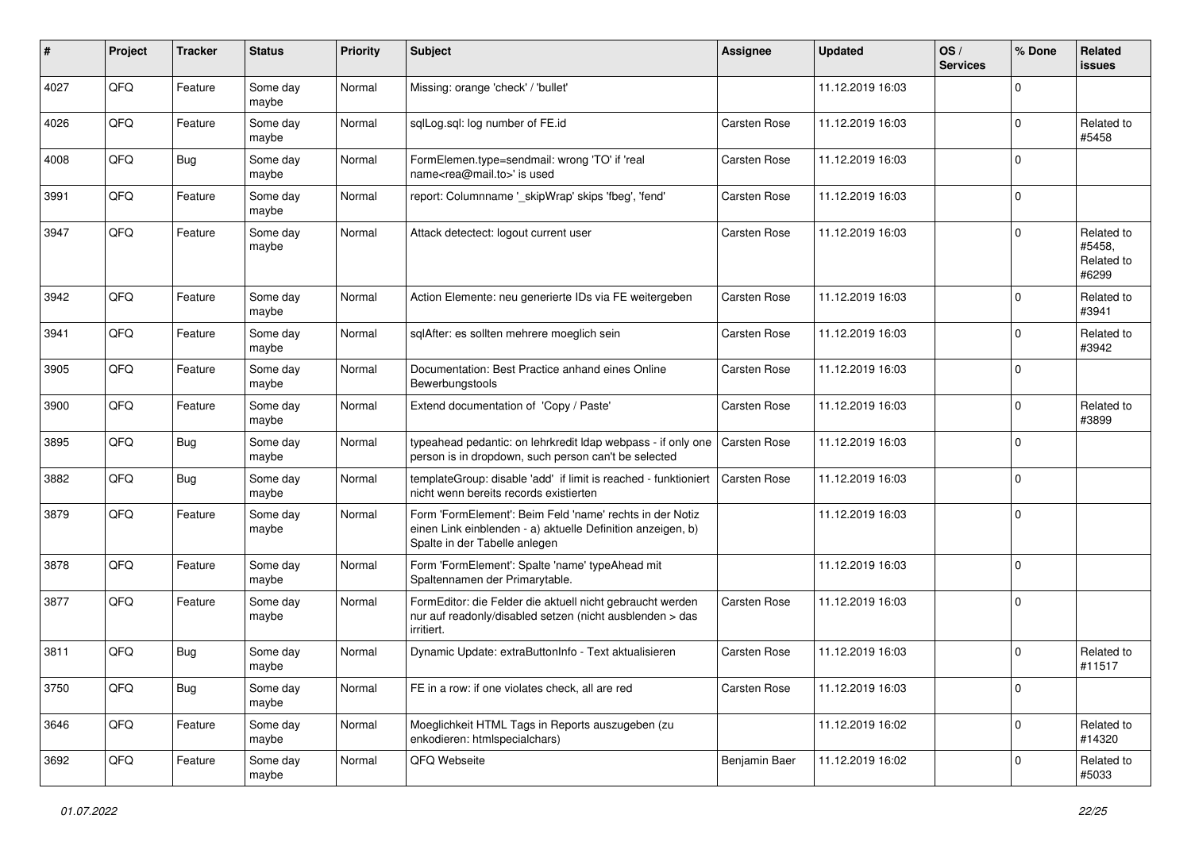| # | Project | Tracker | Status | Priority | Subject | Assignee | Updated | OS / Services | % Done | Related issues |
|---|---|---|---|---|---|---|---|---|---|---|
| 4027 | QFQ | Feature | Some day maybe | Normal | Missing: orange 'check' / 'bullet' | | 11.12.2019 16:03 | | 0 | |
| 4026 | QFQ | Feature | Some day maybe | Normal | sqlLog.sql: log number of FE.id | Carsten Rose | 11.12.2019 16:03 | | 0 | Related to #5458 |
| 4008 | QFQ | Bug | Some day maybe | Normal | FormElemen.type=sendmail: wrong 'TO' if 'real name<rea@mail.to>' is used | Carsten Rose | 11.12.2019 16:03 | | 0 | |
| 3991 | QFQ | Feature | Some day maybe | Normal | report: Columnname '_skipWrap' skips 'fbeg', 'fend' | Carsten Rose | 11.12.2019 16:03 | | 0 | |
| 3947 | QFQ | Feature | Some day maybe | Normal | Attack detectect: logout current user | Carsten Rose | 11.12.2019 16:03 | | 0 | Related to #5458, Related to #6299 |
| 3942 | QFQ | Feature | Some day maybe | Normal | Action Elemente: neu generierte IDs via FE weitergeben | Carsten Rose | 11.12.2019 16:03 | | 0 | Related to #3941 |
| 3941 | QFQ | Feature | Some day maybe | Normal | sqlAfter: es sollten mehrere moeglich sein | Carsten Rose | 11.12.2019 16:03 | | 0 | Related to #3942 |
| 3905 | QFQ | Feature | Some day maybe | Normal | Documentation: Best Practice anhand eines Online Bewerbungstools | Carsten Rose | 11.12.2019 16:03 | | 0 | |
| 3900 | QFQ | Feature | Some day maybe | Normal | Extend documentation of 'Copy / Paste' | Carsten Rose | 11.12.2019 16:03 | | 0 | Related to #3899 |
| 3895 | QFQ | Bug | Some day maybe | Normal | typeahead pedantic: on lehrkredit ldap webpass - if only one person is in dropdown, such person can't be selected | Carsten Rose | 11.12.2019 16:03 | | 0 | |
| 3882 | QFQ | Bug | Some day maybe | Normal | templateGroup: disable 'add' if limit is reached - funktioniert nicht wenn bereits records existierten | Carsten Rose | 11.12.2019 16:03 | | 0 | |
| 3879 | QFQ | Feature | Some day maybe | Normal | Form 'FormElement': Beim Feld 'name' rechts in der Notiz einen Link einblenden - a) aktuelle Definition anzeigen, b) Spalte in der Tabelle anlegen | | 11.12.2019 16:03 | | 0 | |
| 3878 | QFQ | Feature | Some day maybe | Normal | Form 'FormElement': Spalte 'name' typeAhead mit Spaltennamen der Primarytable. | | 11.12.2019 16:03 | | 0 | |
| 3877 | QFQ | Feature | Some day maybe | Normal | FormEditor: die Felder die aktuell nicht gebraucht werden nur auf readonly/disabled setzen (nicht ausblenden > das irritiert. | Carsten Rose | 11.12.2019 16:03 | | 0 | |
| 3811 | QFQ | Bug | Some day maybe | Normal | Dynamic Update: extraButtonInfo - Text aktualisieren | Carsten Rose | 11.12.2019 16:03 | | 0 | Related to #11517 |
| 3750 | QFQ | Bug | Some day maybe | Normal | FE in a row: if one violates check, all are red | Carsten Rose | 11.12.2019 16:03 | | 0 | |
| 3646 | QFQ | Feature | Some day maybe | Normal | Moeglichkeit HTML Tags in Reports auszugeben (zu enkodieren: htmlspecialchars) | | 11.12.2019 16:02 | | 0 | Related to #14320 |
| 3692 | QFQ | Feature | Some day maybe | Normal | QFQ Webseite | Benjamin Baer | 11.12.2019 16:02 | | 0 | Related to #5033 |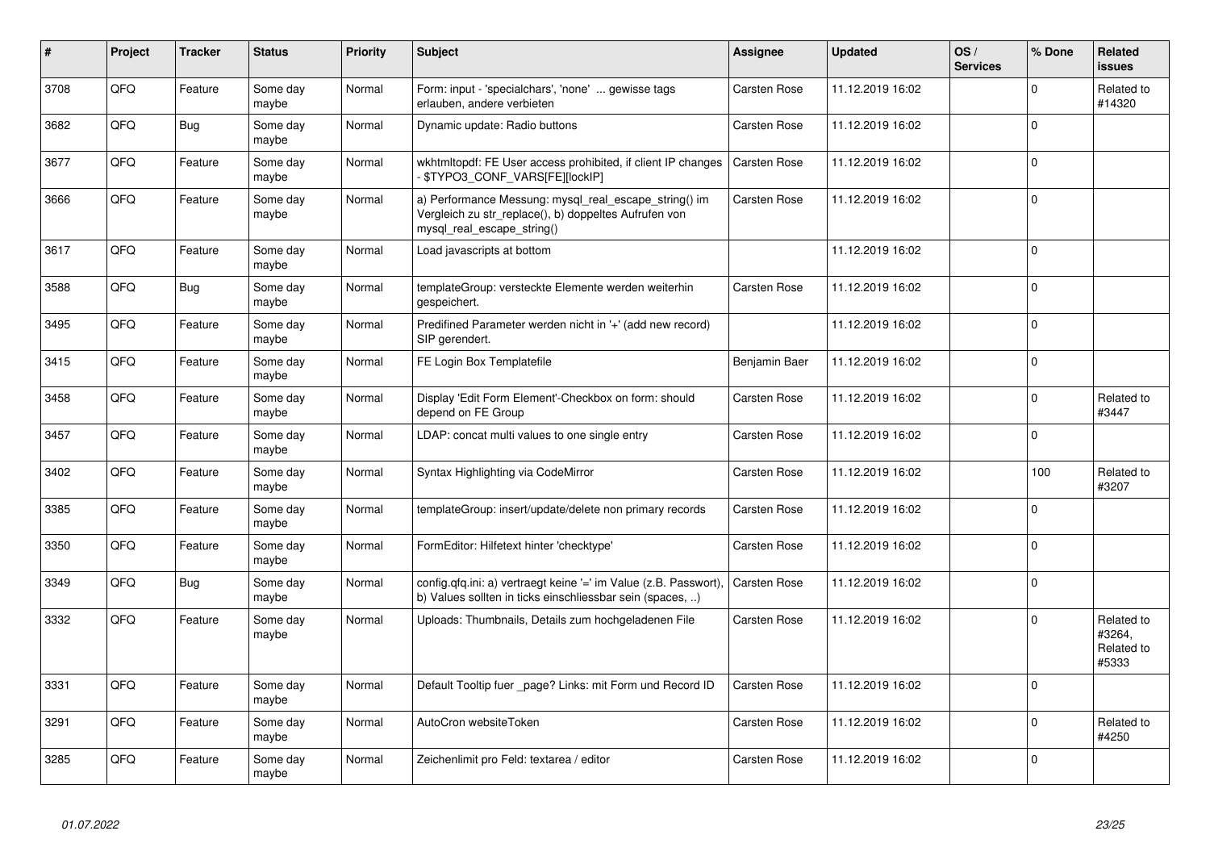| # | Project | Tracker | Status | Priority | Subject | Assignee | Updated | OS / Services | % Done | Related issues |
|---|---|---|---|---|---|---|---|---|---|---|
| 3708 | QFQ | Feature | Some day maybe | Normal | Form: input - 'specialchars', 'none' ... gewisse tags erlauben, andere verbieten | Carsten Rose | 11.12.2019 16:02 | | 0 | Related to #14320 |
| 3682 | QFQ | Bug | Some day maybe | Normal | Dynamic update: Radio buttons | Carsten Rose | 11.12.2019 16:02 | | 0 | |
| 3677 | QFQ | Feature | Some day maybe | Normal | wkhtmltopdf: FE User access prohibited, if client IP changes - $TYPO3_CONF_VARS[FE][lockIP] | Carsten Rose | 11.12.2019 16:02 | | 0 | |
| 3666 | QFQ | Feature | Some day maybe | Normal | a) Performance Messung: mysql_real_escape_string() im Vergleich zu str_replace(), b) doppeltes Aufrufen von mysql_real_escape_string() | Carsten Rose | 11.12.2019 16:02 | | 0 | |
| 3617 | QFQ | Feature | Some day maybe | Normal | Load javascripts at bottom | | 11.12.2019 16:02 | | 0 | |
| 3588 | QFQ | Bug | Some day maybe | Normal | templateGroup: versteckte Elemente werden weiterhin gespeichert. | Carsten Rose | 11.12.2019 16:02 | | 0 | |
| 3495 | QFQ | Feature | Some day maybe | Normal | Predifined Parameter werden nicht in '+' (add new record) SIP gerendert. | | 11.12.2019 16:02 | | 0 | |
| 3415 | QFQ | Feature | Some day maybe | Normal | FE Login Box Templatefile | Benjamin Baer | 11.12.2019 16:02 | | 0 | |
| 3458 | QFQ | Feature | Some day maybe | Normal | Display 'Edit Form Element'-Checkbox on form: should depend on FE Group | Carsten Rose | 11.12.2019 16:02 | | 0 | Related to #3447 |
| 3457 | QFQ | Feature | Some day maybe | Normal | LDAP: concat multi values to one single entry | Carsten Rose | 11.12.2019 16:02 | | 0 | |
| 3402 | QFQ | Feature | Some day maybe | Normal | Syntax Highlighting via CodeMirror | Carsten Rose | 11.12.2019 16:02 | | 100 | Related to #3207 |
| 3385 | QFQ | Feature | Some day maybe | Normal | templateGroup: insert/update/delete non primary records | Carsten Rose | 11.12.2019 16:02 | | 0 | |
| 3350 | QFQ | Feature | Some day maybe | Normal | FormEditor: Hilfetext hinter 'checktype' | Carsten Rose | 11.12.2019 16:02 | | 0 | |
| 3349 | QFQ | Bug | Some day maybe | Normal | config.qfq.ini: a) vertraegt keine '=' im Value (z.B. Passwort), b) Values sollten in ticks einschliessbar sein (spaces, ..) | Carsten Rose | 11.12.2019 16:02 | | 0 | |
| 3332 | QFQ | Feature | Some day maybe | Normal | Uploads: Thumbnails, Details zum hochgeladenen File | Carsten Rose | 11.12.2019 16:02 | | 0 | Related to #3264, Related to #5333 |
| 3331 | QFQ | Feature | Some day maybe | Normal | Default Tooltip fuer _page? Links: mit Form und Record ID | Carsten Rose | 11.12.2019 16:02 | | 0 | |
| 3291 | QFQ | Feature | Some day maybe | Normal | AutoCron websiteToken | Carsten Rose | 11.12.2019 16:02 | | 0 | Related to #4250 |
| 3285 | QFQ | Feature | Some day maybe | Normal | Zeichenlimit pro Feld: textarea / editor | Carsten Rose | 11.12.2019 16:02 | | 0 | |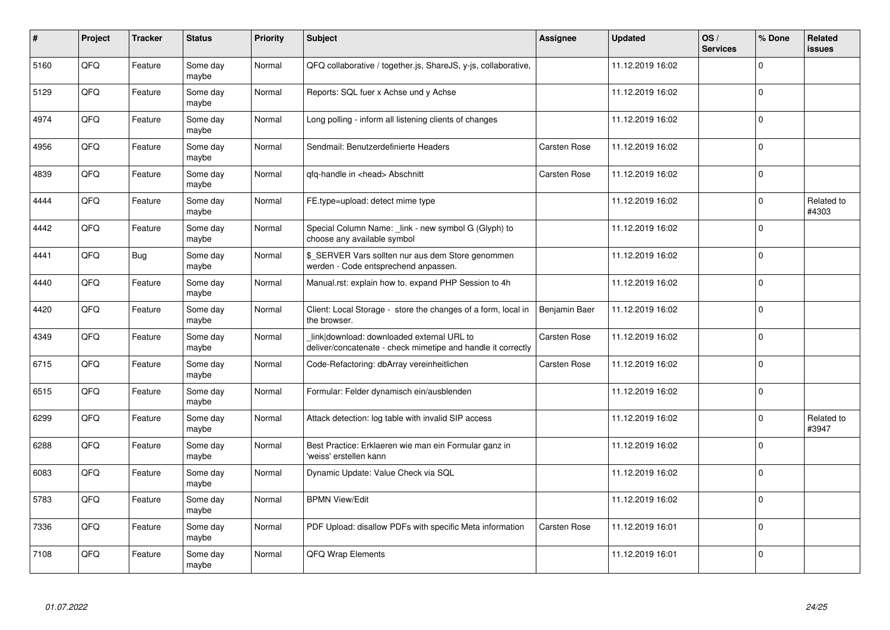| # | Project | Tracker | Status | Priority | Subject | Assignee | Updated | OS / Services | % Done | Related issues |
|---|---|---|---|---|---|---|---|---|---|---|
| 5160 | QFQ | Feature | Some day maybe | Normal | QFQ collaborative / together.js, ShareJS, y-js, collaborative, | | 11.12.2019 16:02 | | 0 | |
| 5129 | QFQ | Feature | Some day maybe | Normal | Reports: SQL fuer x Achse und y Achse | | 11.12.2019 16:02 | | 0 | |
| 4974 | QFQ | Feature | Some day maybe | Normal | Long polling - inform all listening clients of changes | | 11.12.2019 16:02 | | 0 | |
| 4956 | QFQ | Feature | Some day maybe | Normal | Sendmail: Benutzerdefinierte Headers | Carsten Rose | 11.12.2019 16:02 | | 0 | |
| 4839 | QFQ | Feature | Some day maybe | Normal | qfq-handle in <head> Abschnitt | Carsten Rose | 11.12.2019 16:02 | | 0 | |
| 4444 | QFQ | Feature | Some day maybe | Normal | FE.type=upload: detect mime type | | 11.12.2019 16:02 | | 0 | Related to #4303 |
| 4442 | QFQ | Feature | Some day maybe | Normal | Special Column Name: _link - new symbol G (Glyph) to choose any available symbol | | 11.12.2019 16:02 | | 0 | |
| 4441 | QFQ | Bug | Some day maybe | Normal | $_SERVER Vars sollten nur aus dem Store genommen werden - Code entsprechend anpassen. | | 11.12.2019 16:02 | | 0 | |
| 4440 | QFQ | Feature | Some day maybe | Normal | Manual.rst: explain how to. expand PHP Session to 4h | | 11.12.2019 16:02 | | 0 | |
| 4420 | QFQ | Feature | Some day maybe | Normal | Client: Local Storage - store the changes of a form, local in the browser. | Benjamin Baer | 11.12.2019 16:02 | | 0 | |
| 4349 | QFQ | Feature | Some day maybe | Normal | _link\|download: downloaded external URL to deliver/concatenate - check mimetipe and handle it correctly | Carsten Rose | 11.12.2019 16:02 | | 0 | |
| 6715 | QFQ | Feature | Some day maybe | Normal | Code-Refactoring: dbArray vereinheitlichen | Carsten Rose | 11.12.2019 16:02 | | 0 | |
| 6515 | QFQ | Feature | Some day maybe | Normal | Formular: Felder dynamisch ein/ausblenden | | 11.12.2019 16:02 | | 0 | |
| 6299 | QFQ | Feature | Some day maybe | Normal | Attack detection: log table with invalid SIP access | | 11.12.2019 16:02 | | 0 | Related to #3947 |
| 6288 | QFQ | Feature | Some day maybe | Normal | Best Practice: Erklaeren wie man ein Formular ganz in 'weiss' erstellen kann | | 11.12.2019 16:02 | | 0 | |
| 6083 | QFQ | Feature | Some day maybe | Normal | Dynamic Update: Value Check via SQL | | 11.12.2019 16:02 | | 0 | |
| 5783 | QFQ | Feature | Some day maybe | Normal | BPMN View/Edit | | 11.12.2019 16:02 | | 0 | |
| 7336 | QFQ | Feature | Some day maybe | Normal | PDF Upload: disallow PDFs with specific Meta information | Carsten Rose | 11.12.2019 16:01 | | 0 | |
| 7108 | QFQ | Feature | Some day maybe | Normal | QFQ Wrap Elements | | 11.12.2019 16:01 | | 0 | |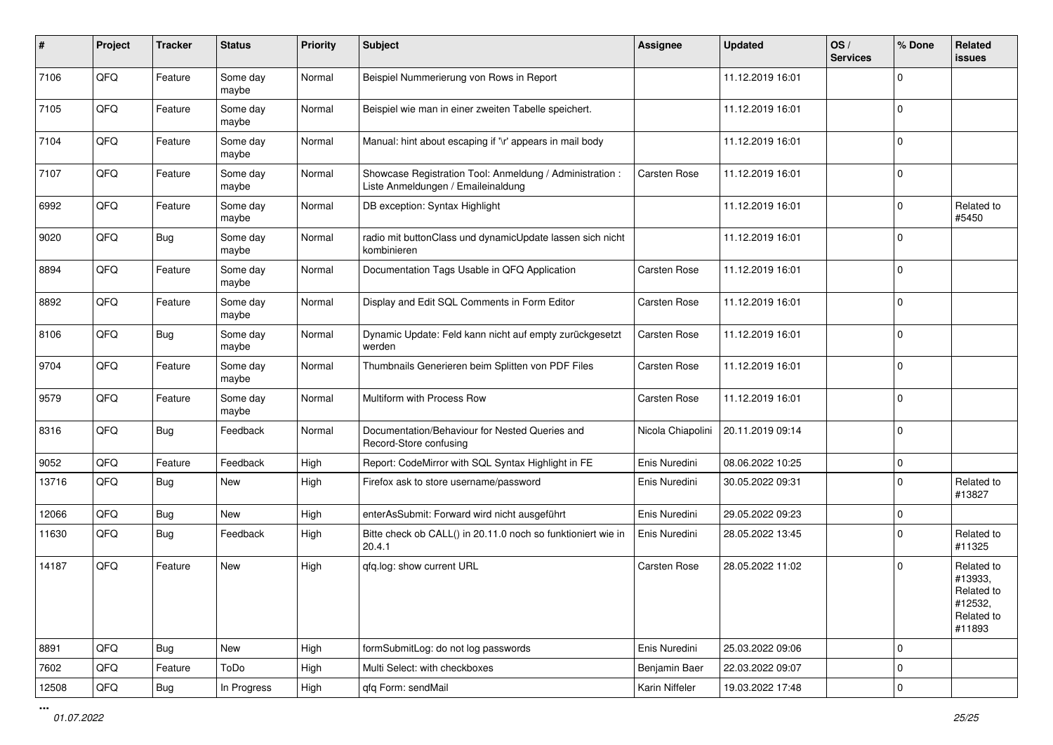| # | Project | Tracker | Status | Priority | Subject | Assignee | Updated | OS / Services | % Done | Related issues |
|---|---|---|---|---|---|---|---|---|---|---|
| 7106 | QFQ | Feature | Some day maybe | Normal | Beispiel Nummerierung von Rows in Report | | 11.12.2019 16:01 | | 0 | |
| 7105 | QFQ | Feature | Some day maybe | Normal | Beispiel wie man in einer zweiten Tabelle speichert. | | 11.12.2019 16:01 | | 0 | |
| 7104 | QFQ | Feature | Some day maybe | Normal | Manual: hint about escaping if '\r' appears in mail body | | 11.12.2019 16:01 | | 0 | |
| 7107 | QFQ | Feature | Some day maybe | Normal | Showcase Registration Tool: Anmeldung / Administration : Liste Anmeldungen / Emaileinaldung | Carsten Rose | 11.12.2019 16:01 | | 0 | |
| 6992 | QFQ | Feature | Some day maybe | Normal | DB exception: Syntax Highlight | | 11.12.2019 16:01 | | 0 | Related to #5450 |
| 9020 | QFQ | Bug | Some day maybe | Normal | radio mit buttonClass und dynamicUpdate lassen sich nicht kombinieren | | 11.12.2019 16:01 | | 0 | |
| 8894 | QFQ | Feature | Some day maybe | Normal | Documentation Tags Usable in QFQ Application | Carsten Rose | 11.12.2019 16:01 | | 0 | |
| 8892 | QFQ | Feature | Some day maybe | Normal | Display and Edit SQL Comments in Form Editor | Carsten Rose | 11.12.2019 16:01 | | 0 | |
| 8106 | QFQ | Bug | Some day maybe | Normal | Dynamic Update: Feld kann nicht auf empty zurückgesetzt werden | Carsten Rose | 11.12.2019 16:01 | | 0 | |
| 9704 | QFQ | Feature | Some day maybe | Normal | Thumbnails Generieren beim Splitten von PDF Files | Carsten Rose | 11.12.2019 16:01 | | 0 | |
| 9579 | QFQ | Feature | Some day maybe | Normal | Multiform with Process Row | Carsten Rose | 11.12.2019 16:01 | | 0 | |
| 8316 | QFQ | Bug | Feedback | Normal | Documentation/Behaviour for Nested Queries and Record-Store confusing | Nicola Chiapolini | 20.11.2019 09:14 | | 0 | |
| 9052 | QFQ | Feature | Feedback | High | Report: CodeMirror with SQL Syntax Highlight in FE | Enis Nuredini | 08.06.2022 10:25 | | 0 | |
| 13716 | QFQ | Bug | New | High | Firefox ask to store username/password | Enis Nuredini | 30.05.2022 09:31 | | 0 | Related to #13827 |
| 12066 | QFQ | Bug | New | High | enterAsSubmit: Forward wird nicht ausgeführt | Enis Nuredini | 29.05.2022 09:23 | | 0 | |
| 11630 | QFQ | Bug | Feedback | High | Bitte check ob CALL() in 20.11.0 noch so funktioniert wie in 20.4.1 | Enis Nuredini | 28.05.2022 13:45 | | 0 | Related to #11325 |
| 14187 | QFQ | Feature | New | High | qfq.log: show current URL | Carsten Rose | 28.05.2022 11:02 | | 0 | Related to #13933, Related to #12532, Related to #11893 |
| 8891 | QFQ | Bug | New | High | formSubmitLog: do not log passwords | Enis Nuredini | 25.03.2022 09:06 | | 0 | |
| 7602 | QFQ | Feature | ToDo | High | Multi Select: with checkboxes | Benjamin Baer | 22.03.2022 09:07 | | 0 | |
| 12508 | QFQ | Bug | In Progress | High | qfq Form: sendMail | Karin Niffeler | 19.03.2022 17:48 | | 0 | |

...

*01.07.2022*